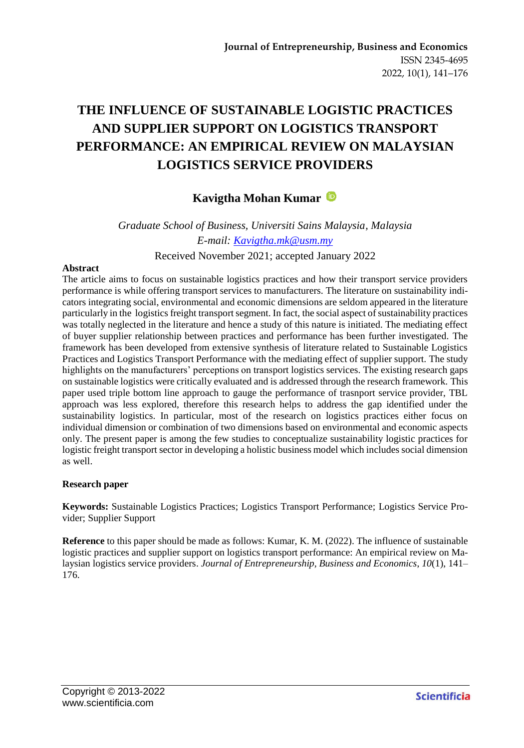**Journal of Entrepreneurship, Business and Economics**
ISSN 2345-4695
2022, 10(1), 141–176

# THE INFLUENCE OF SUSTAINABLE LOGISTIC PRACTICES AND SUPPLIER SUPPORT ON LOGISTICS TRANSPORT PERFORMANCE: AN EMPIRICAL REVIEW ON MALAYSIAN LOGISTICS SERVICE PROVIDERS

**Kavigtha Mohan Kumar**

*Graduate School of Business, Universiti Sains Malaysia, Malaysia*
*E-mail: Kavigtha.mk@usm.my*

Received November 2021; accepted January 2022

**Abstract**

The article aims to focus on sustainable logistics practices and how their transport service providers performance is while offering transport services to manufacturers. The literature on sustainability indicators integrating social, environmental and economic dimensions are seldom appeared in the literature particularly in the logistics freight transport segment. In fact, the social aspect of sustainability practices was totally neglected in the literature and hence a study of this nature is initiated. The mediating effect of buyer supplier relationship between practices and performance has been further investigated. The framework has been developed from extensive synthesis of literature related to Sustainable Logistics Practices and Logistics Transport Performance with the mediating effect of supplier support. The study highlights on the manufacturers' perceptions on transport logistics services. The existing research gaps on sustainable logistics were critically evaluated and is addressed through the research framework. This paper used triple bottom line approach to gauge the performance of trasnport service provider, TBL approach was less explored, therefore this research helps to address the gap identified under the sustainability logistics. In particular, most of the research on logistics practices either focus on individual dimension or combination of two dimensions based on environmental and economic aspects only. The present paper is among the few studies to conceptualize sustainability logistic practices for logistic freight transport sector in developing a holistic business model which includes social dimension as well.

**Research paper**

**Keywords:** Sustainable Logistics Practices; Logistics Transport Performance; Logistics Service Provider; Supplier Support

**Reference** to this paper should be made as follows: Kumar, K. M. (2022). The influence of sustainable logistic practices and supplier support on logistics transport performance: An empirical review on Malaysian logistics service providers. *Journal of Entrepreneurship, Business and Economics*, *10*(1), 141–176.

Copyright © 2013-2022
www.scientificia.com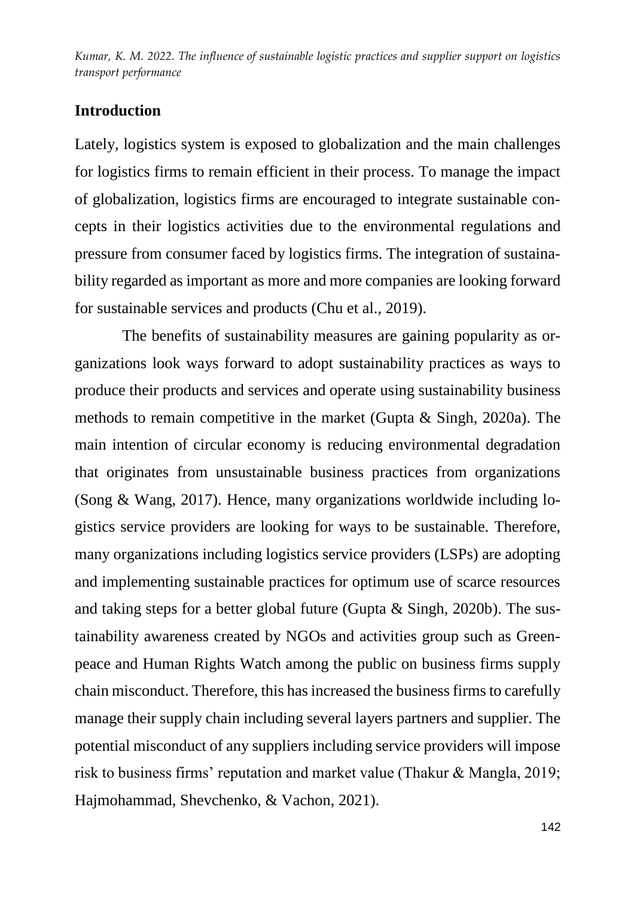## Introduction

Lately, logistics system is exposed to globalization and the main challenges for logistics firms to remain efficient in their process. To manage the impact of globalization, logistics firms are encouraged to integrate sustainable concepts in their logistics activities due to the environmental regulations and pressure from consumer faced by logistics firms. The integration of sustainability regarded as important as more and more companies are looking forward for sustainable services and products (Chu et al., 2019).

The benefits of sustainability measures are gaining popularity as organizations look ways forward to adopt sustainability practices as ways to produce their products and services and operate using sustainability business methods to remain competitive in the market (Gupta & Singh, 2020a). The main intention of circular economy is reducing environmental degradation that originates from unsustainable business practices from organizations (Song & Wang, 2017). Hence, many organizations worldwide including logistics service providers are looking for ways to be sustainable. Therefore, many organizations including logistics service providers (LSPs) are adopting and implementing sustainable practices for optimum use of scarce resources and taking steps for a better global future (Gupta & Singh, 2020b). The sustainability awareness created by NGOs and activities group such as Greenpeace and Human Rights Watch among the public on business firms supply chain misconduct. Therefore, this has increased the business firms to carefully manage their supply chain including several layers partners and supplier. The potential misconduct of any suppliers including service providers will impose risk to business firms' reputation and market value (Thakur & Mangla, 2019; Hajmohammad, Shevchenko, & Vachon, 2021).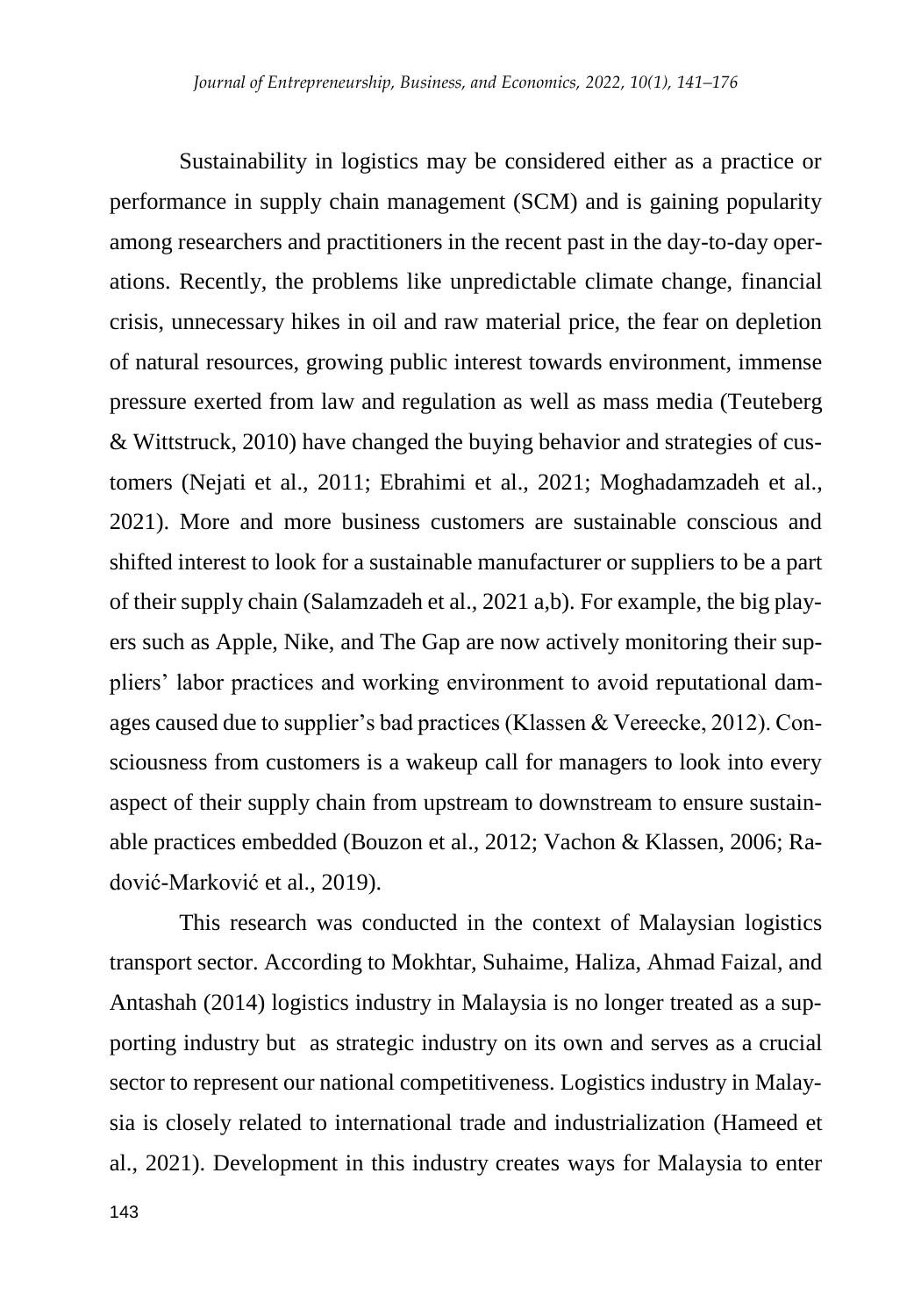Sustainability in logistics may be considered either as a practice or performance in supply chain management (SCM) and is gaining popularity among researchers and practitioners in the recent past in the day-to-day operations. Recently, the problems like unpredictable climate change, financial crisis, unnecessary hikes in oil and raw material price, the fear on depletion of natural resources, growing public interest towards environment, immense pressure exerted from law and regulation as well as mass media (Teuteberg & Wittstruck, 2010) have changed the buying behavior and strategies of customers (Nejati et al., 2011; Ebrahimi et al., 2021; Moghadamzadeh et al., 2021). More and more business customers are sustainable conscious and shifted interest to look for a sustainable manufacturer or suppliers to be a part of their supply chain (Salamzadeh et al., 2021 a,b). For example, the big players such as Apple, Nike, and The Gap are now actively monitoring their suppliers' labor practices and working environment to avoid reputational damages caused due to supplier's bad practices (Klassen & Vereecke, 2012). Consciousness from customers is a wakeup call for managers to look into every aspect of their supply chain from upstream to downstream to ensure sustainable practices embedded (Bouzon et al., 2012; Vachon & Klassen, 2006; Radović-Marković et al., 2019).

This research was conducted in the context of Malaysian logistics transport sector. According to Mokhtar, Suhaime, Haliza, Ahmad Faizal, and Antashah (2014) logistics industry in Malaysia is no longer treated as a supporting industry but as strategic industry on its own and serves as a crucial sector to represent our national competitiveness. Logistics industry in Malaysia is closely related to international trade and industrialization (Hameed et al., 2021). Development in this industry creates ways for Malaysia to enter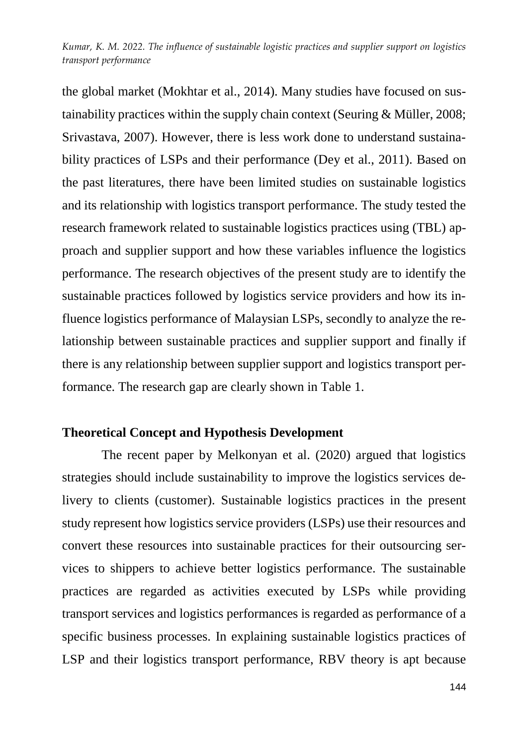the global market (Mokhtar et al., 2014). Many studies have focused on sustainability practices within the supply chain context (Seuring & Müller, 2008; Srivastava, 2007). However, there is less work done to understand sustainability practices of LSPs and their performance (Dey et al., 2011). Based on the past literatures, there have been limited studies on sustainable logistics and its relationship with logistics transport performance. The study tested the research framework related to sustainable logistics practices using (TBL) approach and supplier support and how these variables influence the logistics performance. The research objectives of the present study are to identify the sustainable practices followed by logistics service providers and how its influence logistics performance of Malaysian LSPs, secondly to analyze the relationship between sustainable practices and supplier support and finally if there is any relationship between supplier support and logistics transport performance. The research gap are clearly shown in Table 1.

## Theoretical Concept and Hypothesis Development

The recent paper by Melkonyan et al. (2020) argued that logistics strategies should include sustainability to improve the logistics services delivery to clients (customer). Sustainable logistics practices in the present study represent how logistics service providers (LSPs) use their resources and convert these resources into sustainable practices for their outsourcing services to shippers to achieve better logistics performance. The sustainable practices are regarded as activities executed by LSPs while providing transport services and logistics performances is regarded as performance of a specific business processes. In explaining sustainable logistics practices of LSP and their logistics transport performance, RBV theory is apt because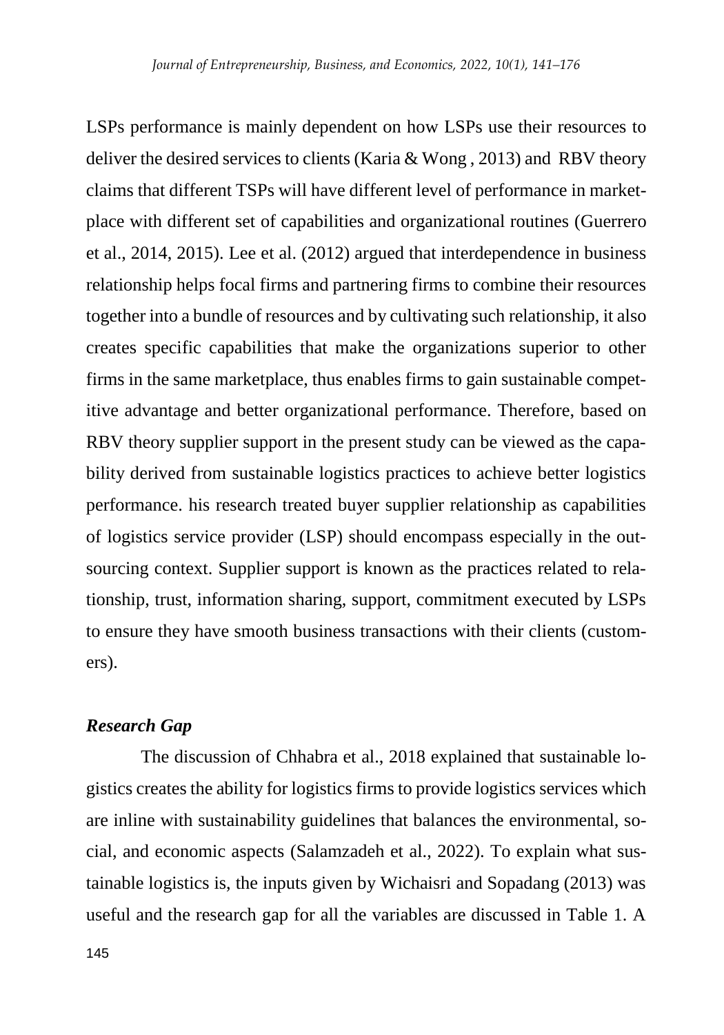LSPs performance is mainly dependent on how LSPs use their resources to deliver the desired services to clients (Karia & Wong , 2013) and RBV theory claims that different TSPs will have different level of performance in marketplace with different set of capabilities and organizational routines (Guerrero et al., 2014, 2015). Lee et al. (2012) argued that interdependence in business relationship helps focal firms and partnering firms to combine their resources together into a bundle of resources and by cultivating such relationship, it also creates specific capabilities that make the organizations superior to other firms in the same marketplace, thus enables firms to gain sustainable competitive advantage and better organizational performance. Therefore, based on RBV theory supplier support in the present study can be viewed as the capability derived from sustainable logistics practices to achieve better logistics performance. his research treated buyer supplier relationship as capabilities of logistics service provider (LSP) should encompass especially in the outsourcing context. Supplier support is known as the practices related to relationship, trust, information sharing, support, commitment executed by LSPs to ensure they have smooth business transactions with their clients (customers).

### *Research Gap*

The discussion of Chhabra et al., 2018 explained that sustainable logistics creates the ability for logistics firms to provide logistics services which are inline with sustainability guidelines that balances the environmental, social, and economic aspects (Salamzadeh et al., 2022). To explain what sustainable logistics is, the inputs given by Wichaisri and Sopadang (2013) was useful and the research gap for all the variables are discussed in Table 1. A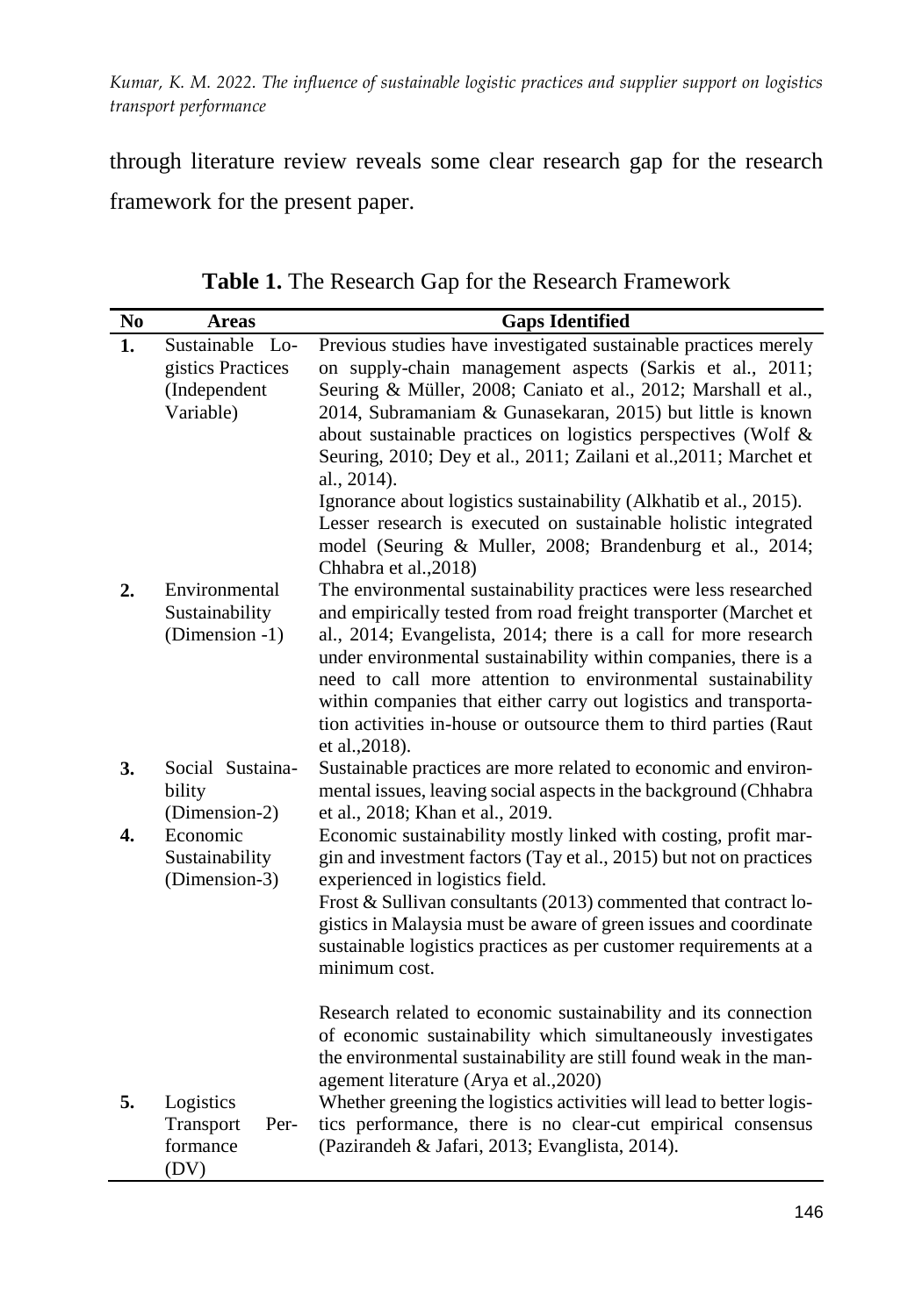through literature review reveals some clear research gap for the research framework for the present paper.

**Table 1.** The Research Gap for the Research Framework

| No | Areas | Gaps Identified |
|---|---|---|
| 1. | Sustainable Logistics Practices (Independent Variable) | Previous studies have investigated sustainable practices merely on supply-chain management aspects (Sarkis et al., 2011; Seuring & Müller, 2008; Caniato et al., 2012; Marshall et al., 2014, Subramaniam & Gunasekaran, 2015) but little is known about sustainable practices on logistics perspectives (Wolf & Seuring, 2010; Dey et al., 2011; Zailani et al.,2011; Marchet et al., 2014). Ignorance about logistics sustainability (Alkhatib et al., 2015). Lesser research is executed on sustainable holistic integrated model (Seuring & Muller, 2008; Brandenburg et al., 2014; Chhabra et al.,2018) |
| 2. | Environmental Sustainability (Dimension -1) | The environmental sustainability practices were less researched and empirically tested from road freight transporter (Marchet et al., 2014; Evangelista, 2014; there is a call for more research under environmental sustainability within companies, there is a need to call more attention to environmental sustainability within companies that either carry out logistics and transportation activities in-house or outsource them to third parties (Raut et al.,2018). |
| 3. | Social Sustainability (Dimension-2) | Sustainable practices are more related to economic and environmental issues, leaving social aspects in the background (Chhabra et al., 2018; Khan et al., 2019. |
| 4. | Economic Sustainability (Dimension-3) | Economic sustainability mostly linked with costing, profit margin and investment factors (Tay et al., 2015) but not on practices experienced in logistics field. Frost & Sullivan consultants (2013) commented that contract logistics in Malaysia must be aware of green issues and coordinate sustainable logistics practices as per customer requirements at a minimum cost. Research related to economic sustainability and its connection of economic sustainability which simultaneously investigates the environmental sustainability are still found weak in the management literature (Arya et al.,2020) |
| 5. | Logistics Transport Performance (DV) | Whether greening the logistics activities will lead to better logistics performance, there is no clear-cut empirical consensus (Pazirandeh & Jafari, 2013; Evanglista, 2014). |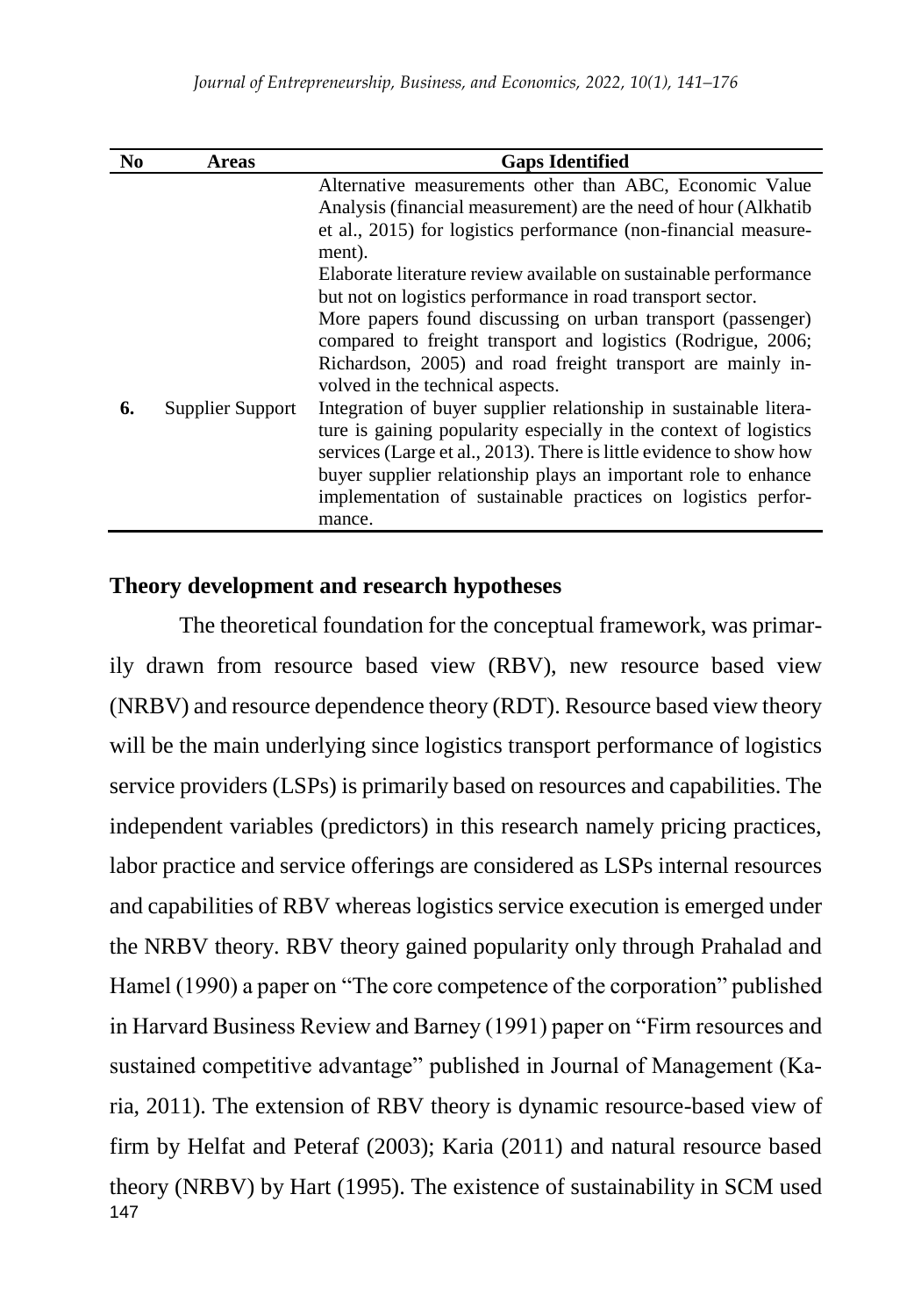| No | Areas | Gaps Identified |
|---|---|---|
| 6. | Supplier Support | Alternative measurements other than ABC, Economic Value Analysis (financial measurement) are the need of hour (Alkhatib et al., 2015) for logistics performance (non-financial measurement).<br>Elaborate literature review available on sustainable performance but not on logistics performance in road transport sector.<br>More papers found discussing on urban transport (passenger) compared to freight transport and logistics (Rodrigue, 2006; Richardson, 2005) and road freight transport are mainly involved in the technical aspects.<br>Integration of buyer supplier relationship in sustainable literature is gaining popularity especially in the context of logistics services (Large et al., 2013). There is little evidence to show how buyer supplier relationship plays an important role to enhance implementation of sustainable practices on logistics performance. |

## Theory development and research hypotheses

The theoretical foundation for the conceptual framework, was primarily drawn from resource based view (RBV), new resource based view (NRBV) and resource dependence theory (RDT). Resource based view theory will be the main underlying since logistics transport performance of logistics service providers (LSPs) is primarily based on resources and capabilities. The independent variables (predictors) in this research namely pricing practices, labor practice and service offerings are considered as LSPs internal resources and capabilities of RBV whereas logistics service execution is emerged under the NRBV theory. RBV theory gained popularity only through Prahalad and Hamel (1990) a paper on "The core competence of the corporation" published in Harvard Business Review and Barney (1991) paper on "Firm resources and sustained competitive advantage" published in Journal of Management (Karia, 2011). The extension of RBV theory is dynamic resource-based view of firm by Helfat and Peteraf (2003); Karia (2011) and natural resource based theory (NRBV) by Hart (1995). The existence of sustainability in SCM used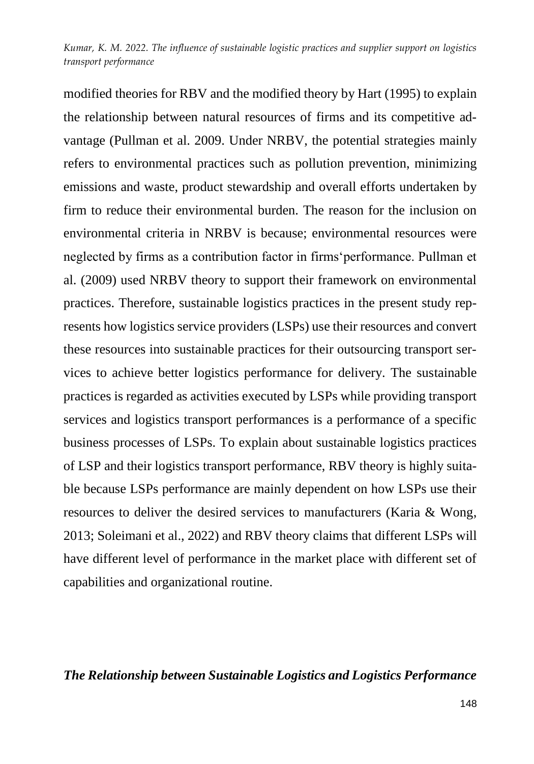modified theories for RBV and the modified theory by Hart (1995) to explain the relationship between natural resources of firms and its competitive advantage (Pullman et al. 2009. Under NRBV, the potential strategies mainly refers to environmental practices such as pollution prevention, minimizing emissions and waste, product stewardship and overall efforts undertaken by firm to reduce their environmental burden. The reason for the inclusion on environmental criteria in NRBV is because; environmental resources were neglected by firms as a contribution factor in firms'performance. Pullman et al. (2009) used NRBV theory to support their framework on environmental practices. Therefore, sustainable logistics practices in the present study represents how logistics service providers (LSPs) use their resources and convert these resources into sustainable practices for their outsourcing transport services to achieve better logistics performance for delivery. The sustainable practices is regarded as activities executed by LSPs while providing transport services and logistics transport performances is a performance of a specific business processes of LSPs. To explain about sustainable logistics practices of LSP and their logistics transport performance, RBV theory is highly suitable because LSPs performance are mainly dependent on how LSPs use their resources to deliver the desired services to manufacturers (Karia & Wong, 2013; Soleimani et al., 2022) and RBV theory claims that different LSPs will have different level of performance in the market place with different set of capabilities and organizational routine.

### *The Relationship between Sustainable Logistics and Logistics Performance*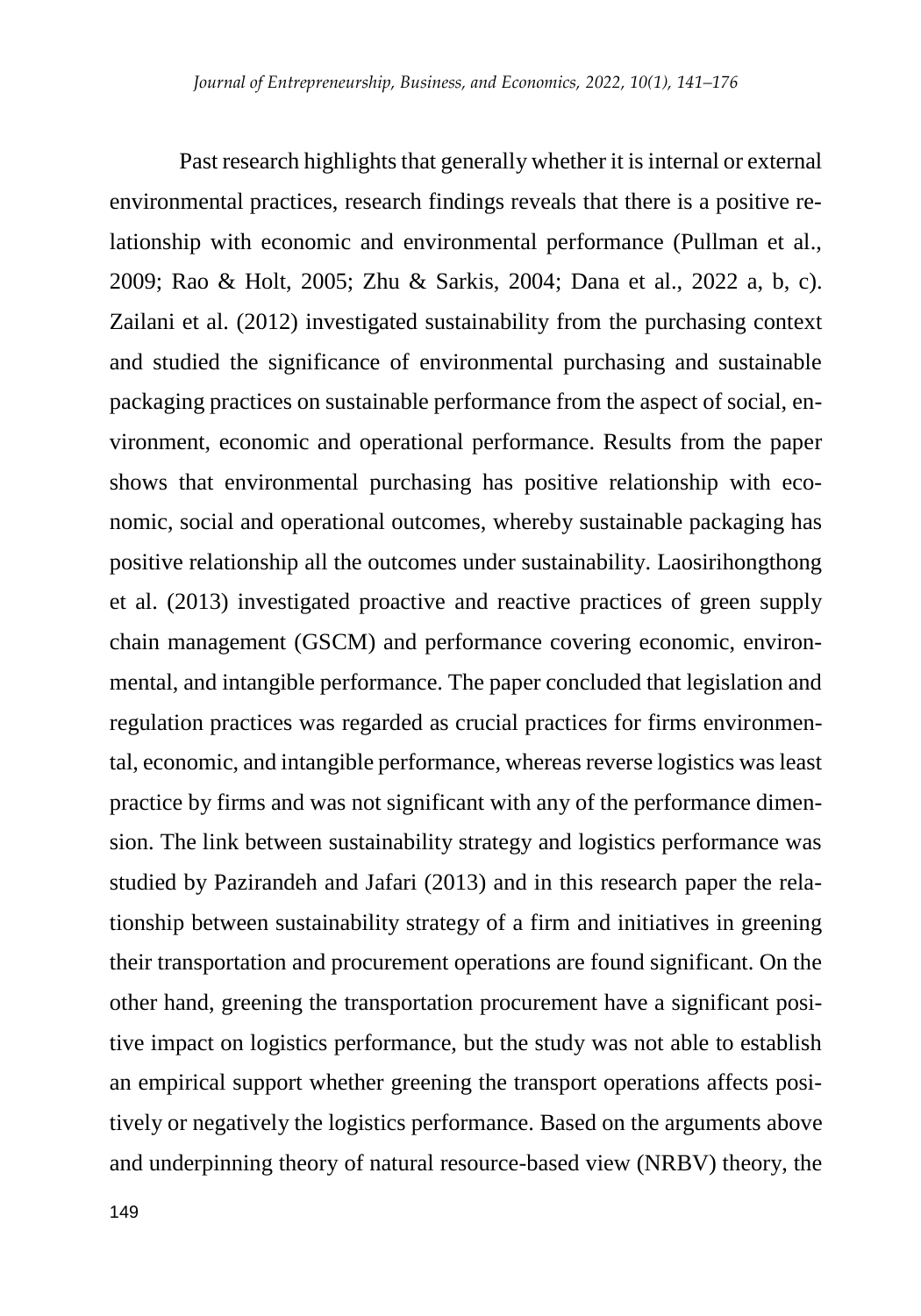Past research highlights that generally whether it is internal or external environmental practices, research findings reveals that there is a positive relationship with economic and environmental performance (Pullman et al., 2009; Rao & Holt, 2005; Zhu & Sarkis, 2004; Dana et al., 2022 a, b, c). Zailani et al. (2012) investigated sustainability from the purchasing context and studied the significance of environmental purchasing and sustainable packaging practices on sustainable performance from the aspect of social, environment, economic and operational performance. Results from the paper shows that environmental purchasing has positive relationship with economic, social and operational outcomes, whereby sustainable packaging has positive relationship all the outcomes under sustainability. Laosirihongthong et al. (2013) investigated proactive and reactive practices of green supply chain management (GSCM) and performance covering economic, environmental, and intangible performance. The paper concluded that legislation and regulation practices was regarded as crucial practices for firms environmental, economic, and intangible performance, whereas reverse logistics was least practice by firms and was not significant with any of the performance dimension. The link between sustainability strategy and logistics performance was studied by Pazirandeh and Jafari (2013) and in this research paper the relationship between sustainability strategy of a firm and initiatives in greening their transportation and procurement operations are found significant. On the other hand, greening the transportation procurement have a significant positive impact on logistics performance, but the study was not able to establish an empirical support whether greening the transport operations affects positively or negatively the logistics performance. Based on the arguments above and underpinning theory of natural resource-based view (NRBV) theory, the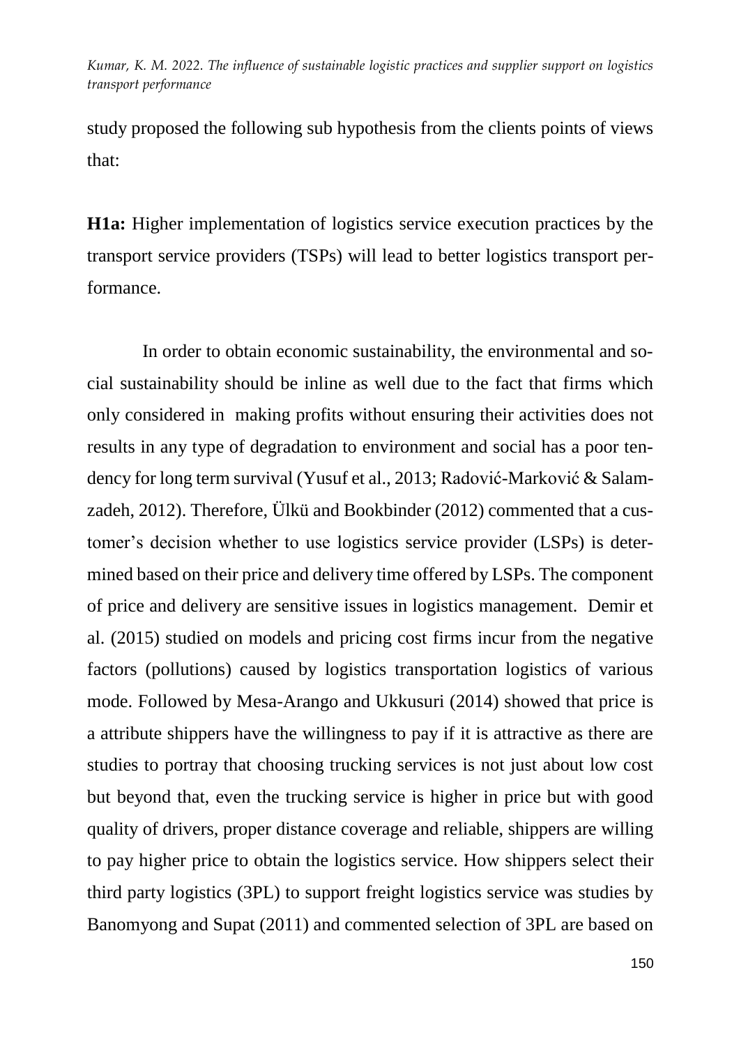study proposed the following sub hypothesis from the clients points of views that:

**H1a:** Higher implementation of logistics service execution practices by the transport service providers (TSPs) will lead to better logistics transport performance.

In order to obtain economic sustainability, the environmental and social sustainability should be inline as well due to the fact that firms which only considered in making profits without ensuring their activities does not results in any type of degradation to environment and social has a poor tendency for long term survival (Yusuf et al., 2013; Radović-Marković & Salamzadeh, 2012). Therefore, Ülkü and Bookbinder (2012) commented that a customer's decision whether to use logistics service provider (LSPs) is determined based on their price and delivery time offered by LSPs. The component of price and delivery are sensitive issues in logistics management. Demir et al. (2015) studied on models and pricing cost firms incur from the negative factors (pollutions) caused by logistics transportation logistics of various mode. Followed by Mesa-Arango and Ukkusuri (2014) showed that price is a attribute shippers have the willingness to pay if it is attractive as there are studies to portray that choosing trucking services is not just about low cost but beyond that, even the trucking service is higher in price but with good quality of drivers, proper distance coverage and reliable, shippers are willing to pay higher price to obtain the logistics service. How shippers select their third party logistics (3PL) to support freight logistics service was studies by Banomyong and Supat (2011) and commented selection of 3PL are based on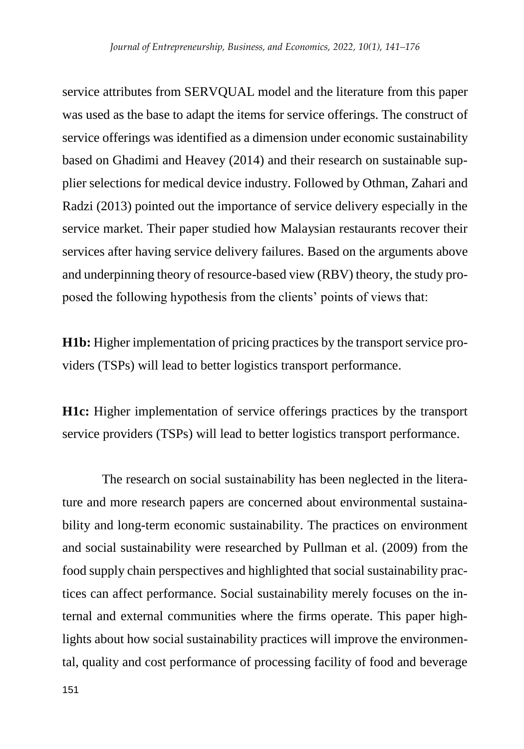service attributes from SERVQUAL model and the literature from this paper was used as the base to adapt the items for service offerings. The construct of service offerings was identified as a dimension under economic sustainability based on Ghadimi and Heavey (2014) and their research on sustainable supplier selections for medical device industry. Followed by Othman, Zahari and Radzi (2013) pointed out the importance of service delivery especially in the service market. Their paper studied how Malaysian restaurants recover their services after having service delivery failures. Based on the arguments above and underpinning theory of resource-based view (RBV) theory, the study proposed the following hypothesis from the clients' points of views that:

**H1b:** Higher implementation of pricing practices by the transport service providers (TSPs) will lead to better logistics transport performance.

**H1c:** Higher implementation of service offerings practices by the transport service providers (TSPs) will lead to better logistics transport performance.

The research on social sustainability has been neglected in the literature and more research papers are concerned about environmental sustainability and long-term economic sustainability. The practices on environment and social sustainability were researched by Pullman et al. (2009) from the food supply chain perspectives and highlighted that social sustainability practices can affect performance. Social sustainability merely focuses on the internal and external communities where the firms operate. This paper highlights about how social sustainability practices will improve the environmental, quality and cost performance of processing facility of food and beverage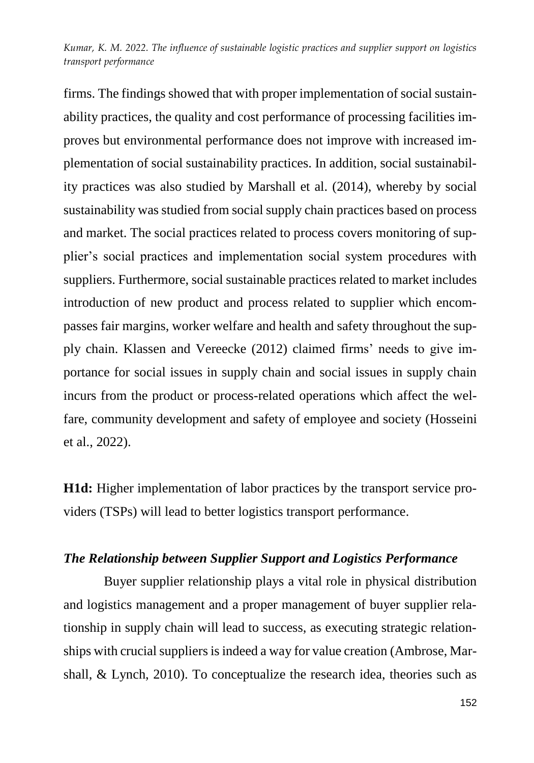firms. The findings showed that with proper implementation of social sustainability practices, the quality and cost performance of processing facilities improves but environmental performance does not improve with increased implementation of social sustainability practices. In addition, social sustainability practices was also studied by Marshall et al. (2014), whereby by social sustainability was studied from social supply chain practices based on process and market. The social practices related to process covers monitoring of supplier's social practices and implementation social system procedures with suppliers. Furthermore, social sustainable practices related to market includes introduction of new product and process related to supplier which encompasses fair margins, worker welfare and health and safety throughout the supply chain. Klassen and Vereecke (2012) claimed firms' needs to give importance for social issues in supply chain and social issues in supply chain incurs from the product or process-related operations which affect the welfare, community development and safety of employee and society (Hosseini et al., 2022).

**H1d:** Higher implementation of labor practices by the transport service providers (TSPs) will lead to better logistics transport performance.

### *The Relationship between Supplier Support and Logistics Performance*

Buyer supplier relationship plays a vital role in physical distribution and logistics management and a proper management of buyer supplier relationship in supply chain will lead to success, as executing strategic relationships with crucial suppliers is indeed a way for value creation (Ambrose, Marshall, & Lynch, 2010). To conceptualize the research idea, theories such as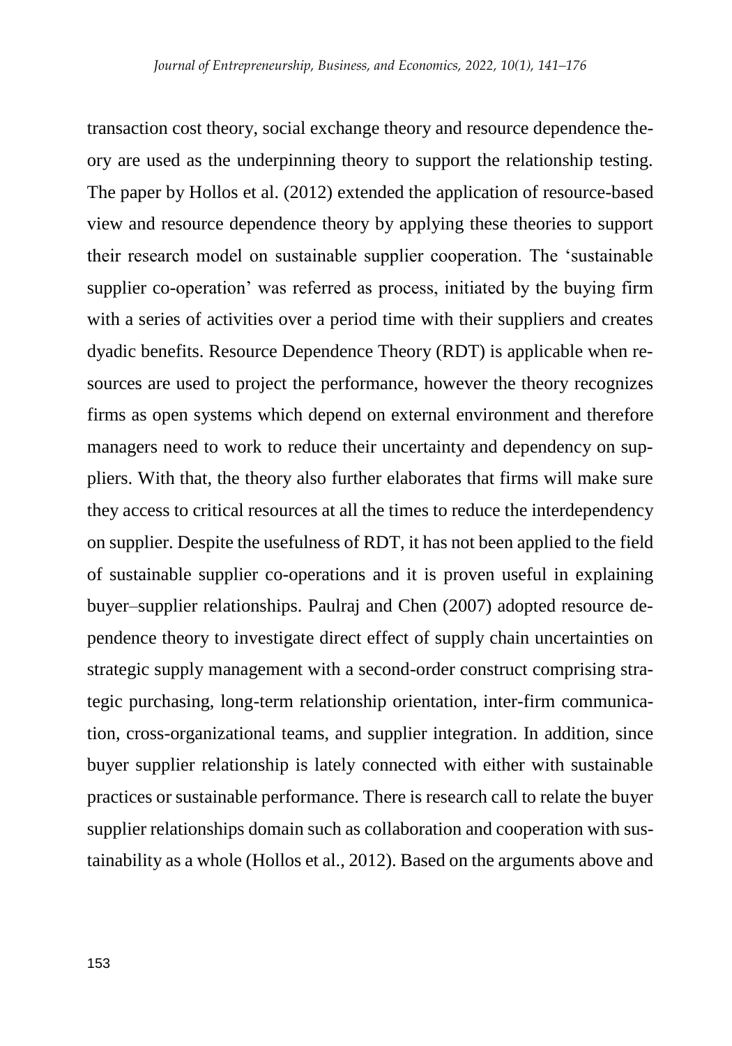transaction cost theory, social exchange theory and resource dependence theory are used as the underpinning theory to support the relationship testing. The paper by Hollos et al. (2012) extended the application of resource-based view and resource dependence theory by applying these theories to support their research model on sustainable supplier cooperation. The 'sustainable supplier co-operation' was referred as process, initiated by the buying firm with a series of activities over a period time with their suppliers and creates dyadic benefits. Resource Dependence Theory (RDT) is applicable when resources are used to project the performance, however the theory recognizes firms as open systems which depend on external environment and therefore managers need to work to reduce their uncertainty and dependency on suppliers. With that, the theory also further elaborates that firms will make sure they access to critical resources at all the times to reduce the interdependency on supplier. Despite the usefulness of RDT, it has not been applied to the field of sustainable supplier co-operations and it is proven useful in explaining buyer–supplier relationships. Paulraj and Chen (2007) adopted resource dependence theory to investigate direct effect of supply chain uncertainties on strategic supply management with a second-order construct comprising strategic purchasing, long-term relationship orientation, inter-firm communication, cross-organizational teams, and supplier integration. In addition, since buyer supplier relationship is lately connected with either with sustainable practices or sustainable performance. There is research call to relate the buyer supplier relationships domain such as collaboration and cooperation with sustainability as a whole (Hollos et al., 2012). Based on the arguments above and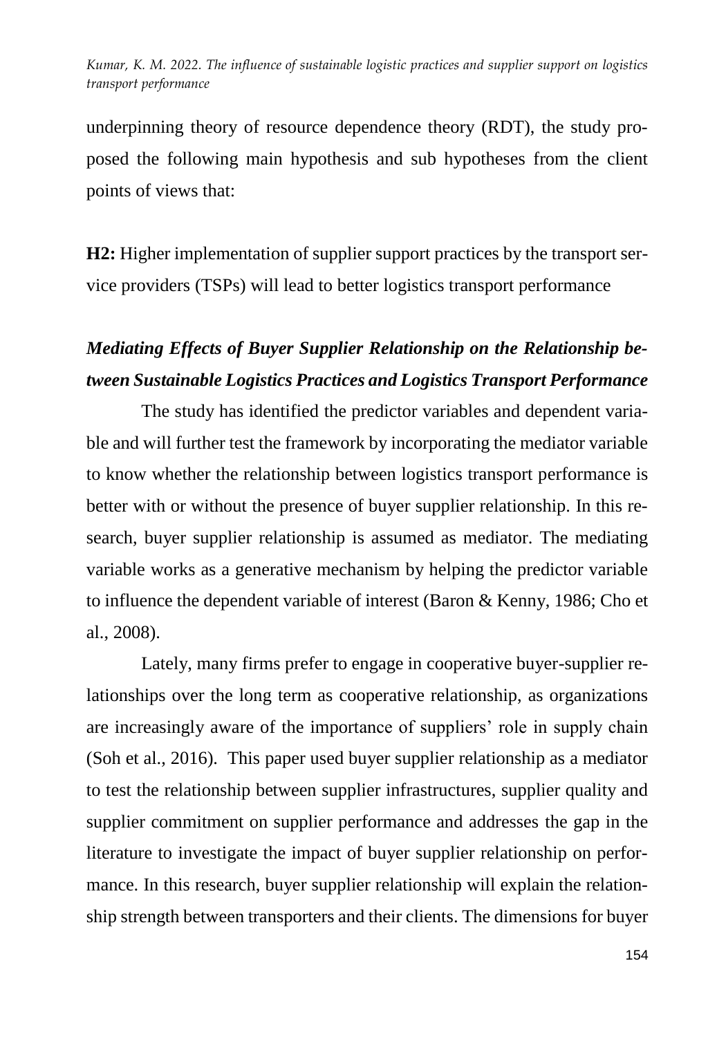underpinning theory of resource dependence theory (RDT), the study proposed the following main hypothesis and sub hypotheses from the client points of views that:

**H2:** Higher implementation of supplier support practices by the transport service providers (TSPs) will lead to better logistics transport performance

### *Mediating Effects of Buyer Supplier Relationship on the Relationship between Sustainable Logistics Practices and Logistics Transport Performance*

The study has identified the predictor variables and dependent variable and will further test the framework by incorporating the mediator variable to know whether the relationship between logistics transport performance is better with or without the presence of buyer supplier relationship. In this research, buyer supplier relationship is assumed as mediator. The mediating variable works as a generative mechanism by helping the predictor variable to influence the dependent variable of interest (Baron & Kenny, 1986; Cho et al., 2008).

Lately, many firms prefer to engage in cooperative buyer-supplier relationships over the long term as cooperative relationship, as organizations are increasingly aware of the importance of suppliers' role in supply chain (Soh et al., 2016). This paper used buyer supplier relationship as a mediator to test the relationship between supplier infrastructures, supplier quality and supplier commitment on supplier performance and addresses the gap in the literature to investigate the impact of buyer supplier relationship on performance. In this research, buyer supplier relationship will explain the relationship strength between transporters and their clients. The dimensions for buyer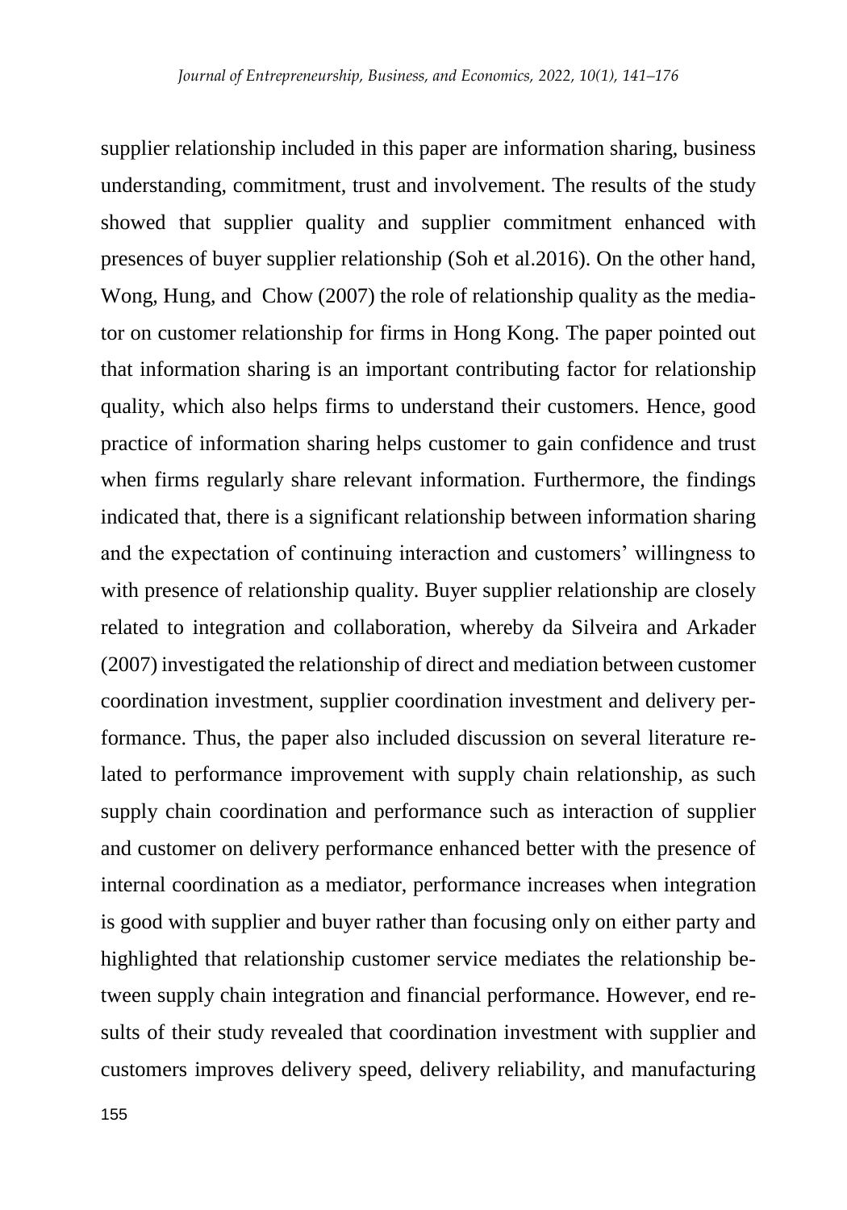supplier relationship included in this paper are information sharing, business understanding, commitment, trust and involvement. The results of the study showed that supplier quality and supplier commitment enhanced with presences of buyer supplier relationship (Soh et al.2016). On the other hand, Wong, Hung, and Chow (2007) the role of relationship quality as the mediator on customer relationship for firms in Hong Kong. The paper pointed out that information sharing is an important contributing factor for relationship quality, which also helps firms to understand their customers. Hence, good practice of information sharing helps customer to gain confidence and trust when firms regularly share relevant information. Furthermore, the findings indicated that, there is a significant relationship between information sharing and the expectation of continuing interaction and customers' willingness to with presence of relationship quality. Buyer supplier relationship are closely related to integration and collaboration, whereby da Silveira and Arkader (2007) investigated the relationship of direct and mediation between customer coordination investment, supplier coordination investment and delivery performance. Thus, the paper also included discussion on several literature related to performance improvement with supply chain relationship, as such supply chain coordination and performance such as interaction of supplier and customer on delivery performance enhanced better with the presence of internal coordination as a mediator, performance increases when integration is good with supplier and buyer rather than focusing only on either party and highlighted that relationship customer service mediates the relationship between supply chain integration and financial performance. However, end results of their study revealed that coordination investment with supplier and customers improves delivery speed, delivery reliability, and manufacturing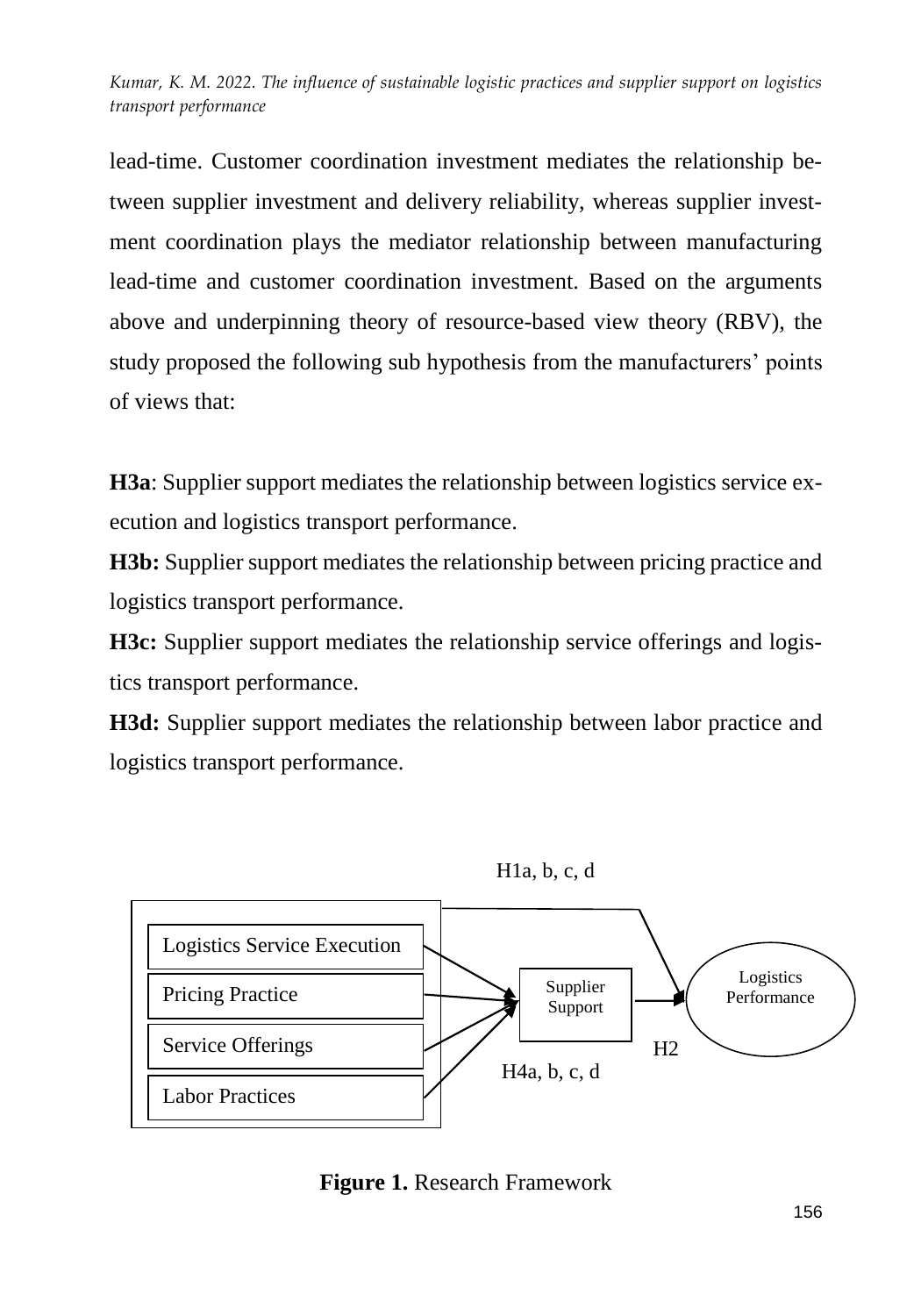lead-time. Customer coordination investment mediates the relationship between supplier investment and delivery reliability, whereas supplier investment coordination plays the mediator relationship between manufacturing lead-time and customer coordination investment. Based on the arguments above and underpinning theory of resource-based view theory (RBV), the study proposed the following sub hypothesis from the manufacturers' points of views that:

**H3a**: Supplier support mediates the relationship between logistics service execution and logistics transport performance.

**H3b:** Supplier support mediates the relationship between pricing practice and logistics transport performance.

**H3c:** Supplier support mediates the relationship service offerings and logistics transport performance.

**H3d:** Supplier support mediates the relationship between labor practice and logistics transport performance.

H1a, b, c, d

Logistics Service Execution

Pricing Practice

Service Offerings

Labor Practices

Supplier Support

Logistics Performance

H2

H4a, b, c, d

**Figure 1.** Research Framework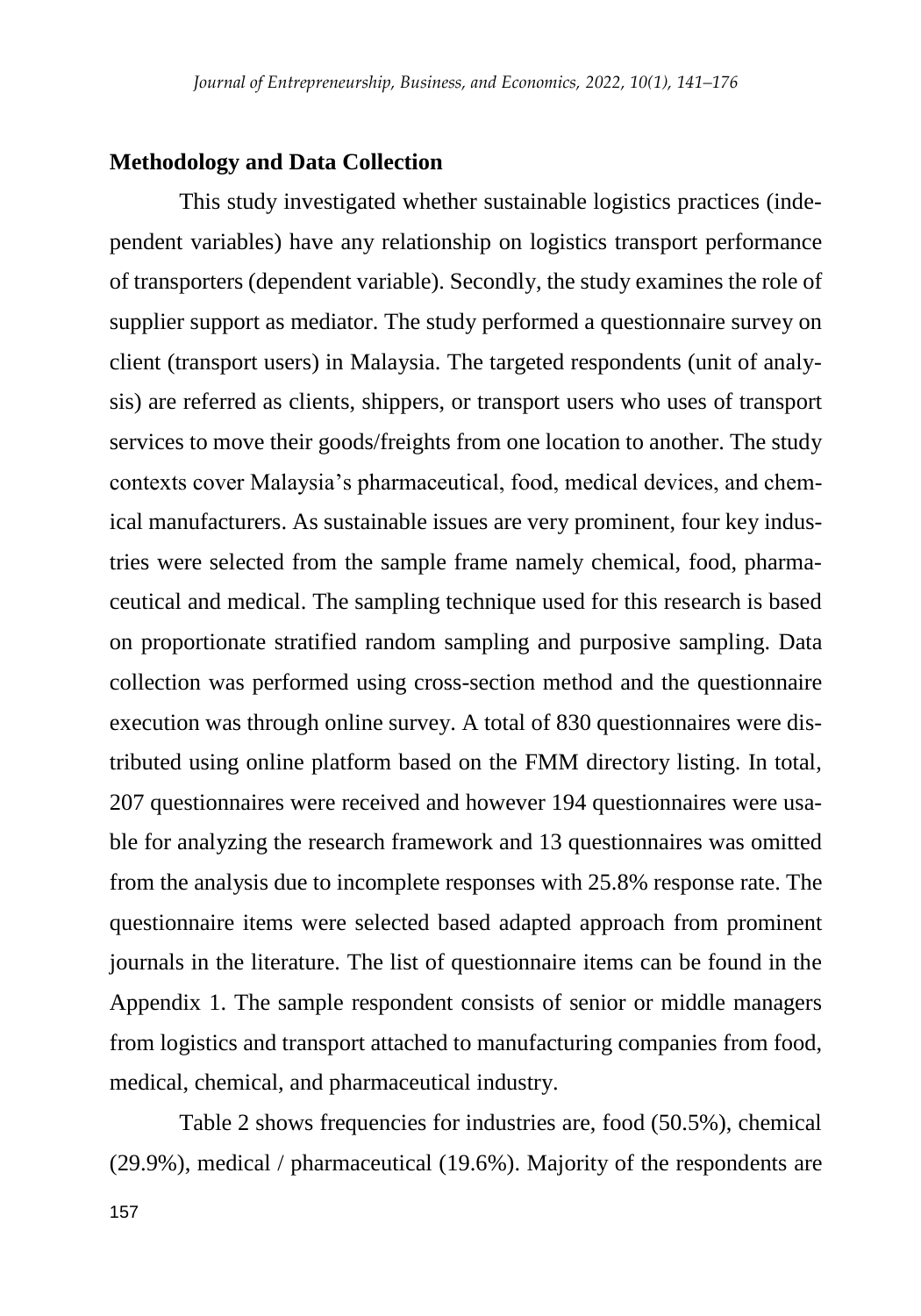## Methodology and Data Collection

This study investigated whether sustainable logistics practices (independent variables) have any relationship on logistics transport performance of transporters (dependent variable). Secondly, the study examines the role of supplier support as mediator. The study performed a questionnaire survey on client (transport users) in Malaysia. The targeted respondents (unit of analysis) are referred as clients, shippers, or transport users who uses of transport services to move their goods/freights from one location to another. The study contexts cover Malaysia's pharmaceutical, food, medical devices, and chemical manufacturers. As sustainable issues are very prominent, four key industries were selected from the sample frame namely chemical, food, pharmaceutical and medical. The sampling technique used for this research is based on proportionate stratified random sampling and purposive sampling. Data collection was performed using cross-section method and the questionnaire execution was through online survey. A total of 830 questionnaires were distributed using online platform based on the FMM directory listing. In total, 207 questionnaires were received and however 194 questionnaires were usable for analyzing the research framework and 13 questionnaires was omitted from the analysis due to incomplete responses with 25.8% response rate. The questionnaire items were selected based adapted approach from prominent journals in the literature. The list of questionnaire items can be found in the Appendix 1. The sample respondent consists of senior or middle managers from logistics and transport attached to manufacturing companies from food, medical, chemical, and pharmaceutical industry.

Table 2 shows frequencies for industries are, food (50.5%), chemical (29.9%), medical / pharmaceutical (19.6%). Majority of the respondents are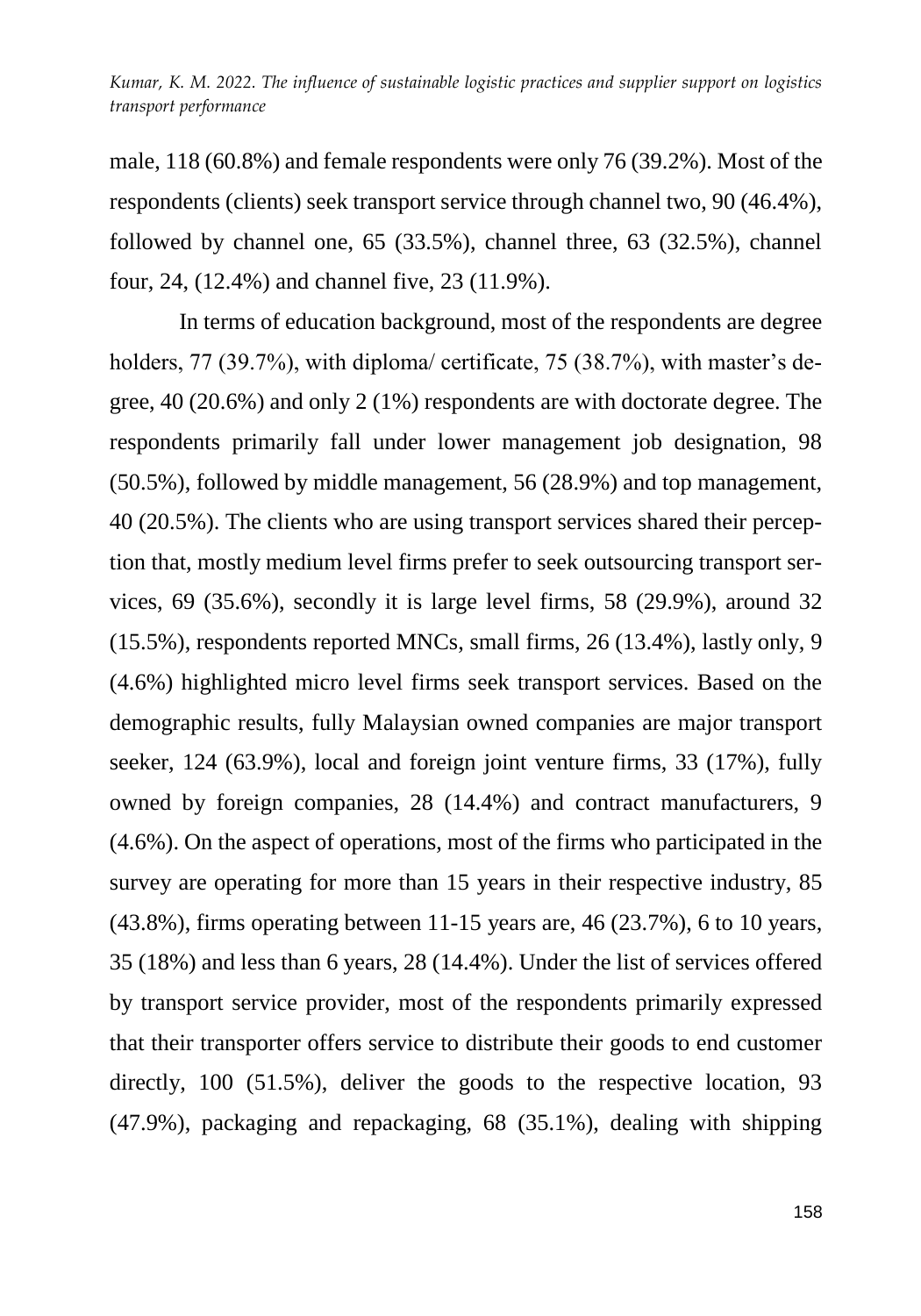male, 118 (60.8%) and female respondents were only 76 (39.2%). Most of the respondents (clients) seek transport service through channel two, 90 (46.4%), followed by channel one, 65 (33.5%), channel three, 63 (32.5%), channel four, 24, (12.4%) and channel five, 23 (11.9%).

In terms of education background, most of the respondents are degree holders, 77 (39.7%), with diploma/ certificate, 75 (38.7%), with master's degree, 40 (20.6%) and only 2 (1%) respondents are with doctorate degree. The respondents primarily fall under lower management job designation, 98 (50.5%), followed by middle management, 56 (28.9%) and top management, 40 (20.5%). The clients who are using transport services shared their perception that, mostly medium level firms prefer to seek outsourcing transport services, 69 (35.6%), secondly it is large level firms, 58 (29.9%), around 32 (15.5%), respondents reported MNCs, small firms, 26 (13.4%), lastly only, 9 (4.6%) highlighted micro level firms seek transport services. Based on the demographic results, fully Malaysian owned companies are major transport seeker, 124 (63.9%), local and foreign joint venture firms, 33 (17%), fully owned by foreign companies, 28 (14.4%) and contract manufacturers, 9 (4.6%). On the aspect of operations, most of the firms who participated in the survey are operating for more than 15 years in their respective industry, 85 (43.8%), firms operating between 11-15 years are, 46 (23.7%), 6 to 10 years, 35 (18%) and less than 6 years, 28 (14.4%). Under the list of services offered by transport service provider, most of the respondents primarily expressed that their transporter offers service to distribute their goods to end customer directly, 100 (51.5%), deliver the goods to the respective location, 93 (47.9%), packaging and repackaging, 68 (35.1%), dealing with shipping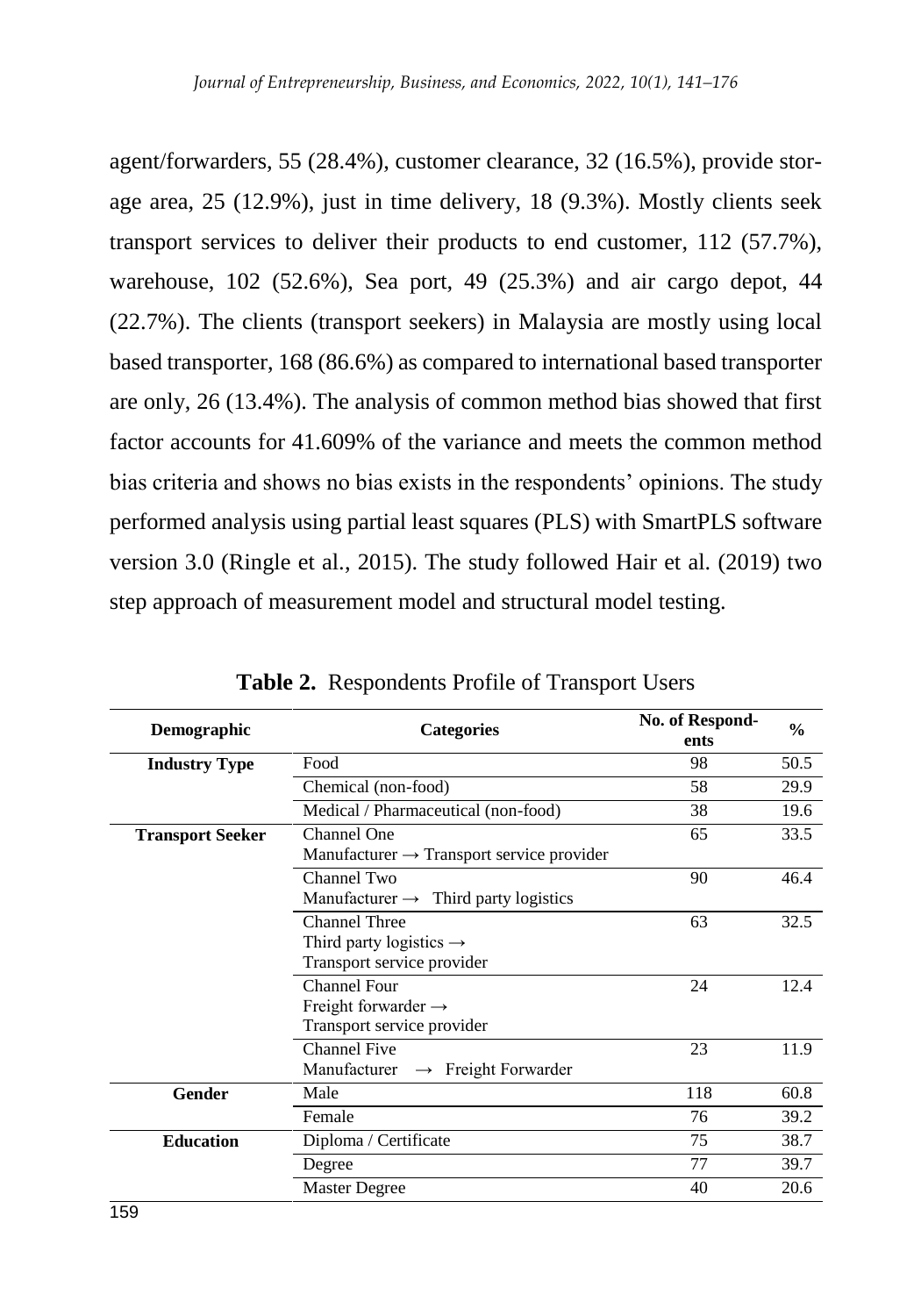agent/forwarders, 55 (28.4%), customer clearance, 32 (16.5%), provide storage area, 25 (12.9%), just in time delivery, 18 (9.3%). Mostly clients seek transport services to deliver their products to end customer, 112 (57.7%), warehouse, 102 (52.6%), Sea port, 49 (25.3%) and air cargo depot, 44 (22.7%). The clients (transport seekers) in Malaysia are mostly using local based transporter, 168 (86.6%) as compared to international based transporter are only, 26 (13.4%). The analysis of common method bias showed that first factor accounts for 41.609% of the variance and meets the common method bias criteria and shows no bias exists in the respondents' opinions. The study performed analysis using partial least squares (PLS) with SmartPLS software version 3.0 (Ringle et al., 2015). The study followed Hair et al. (2019) two step approach of measurement model and structural model testing.

**Table 2.** Respondents Profile of Transport Users

| Demographic | Categories | No. of Respondents | % |
|---|---|---|---|
| **Industry Type** | Food | 98 | 50.5 |
| | Chemical (non-food) | 58 | 29.9 |
| | Medical / Pharmaceutical (non-food) | 38 | 19.6 |
| **Transport Seeker** | Channel One<br>Manufacturer → Transport service provider | 65 | 33.5 |
| | Channel Two<br>Manufacturer → Third party logistics | 90 | 46.4 |
| | Channel Three<br>Third party logistics →<br>Transport service provider | 63 | 32.5 |
| | Channel Four<br>Freight forwarder →<br>Transport service provider | 24 | 12.4 |
| | Channel Five<br>Manufacturer → Freight Forwarder | 23 | 11.9 |
| **Gender** | Male | 118 | 60.8 |
| | Female | 76 | 39.2 |
| **Education** | Diploma / Certificate | 75 | 38.7 |
| | Degree | 77 | 39.7 |
| | Master Degree | 40 | 20.6 |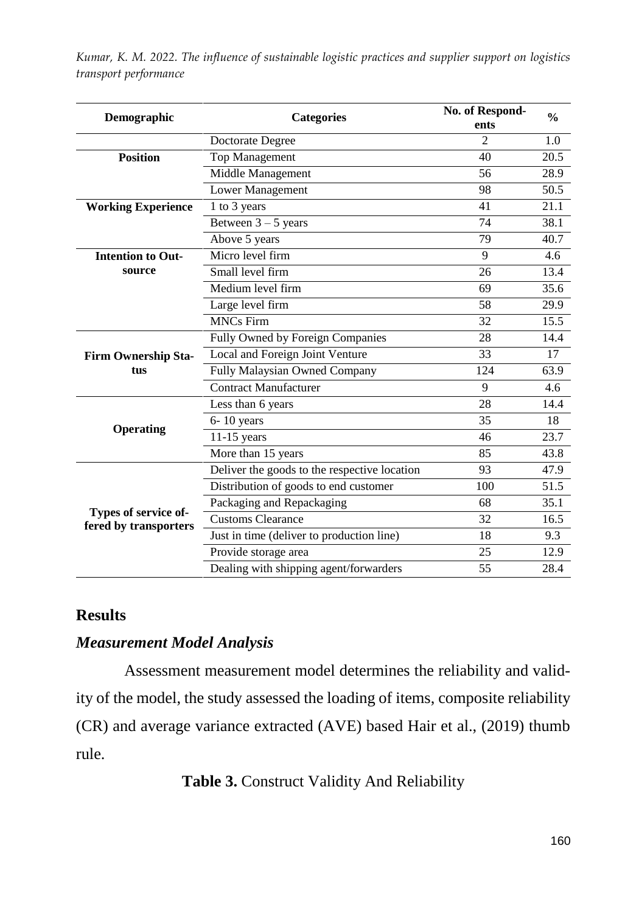| Demographic | Categories | No. of Respondents | % |
|---|---|---|---|
| | Doctorate Degree | 2 | 1.0 |
| **Position** | Top Management | 40 | 20.5 |
| | Middle Management | 56 | 28.9 |
| | Lower Management | 98 | 50.5 |
| **Working Experience** | 1 to 3 years | 41 | 21.1 |
| | Between 3 – 5 years | 74 | 38.1 |
| | Above 5 years | 79 | 40.7 |
| **Intention to Outsource** | Micro level firm | 9 | 4.6 |
| | Small level firm | 26 | 13.4 |
| | Medium level firm | 69 | 35.6 |
| | Large level firm | 58 | 29.9 |
| | MNCs Firm | 32 | 15.5 |
| **Firm Ownership Status** | Fully Owned by Foreign Companies | 28 | 14.4 |
| | Local and Foreign Joint Venture | 33 | 17 |
| | Fully Malaysian Owned Company | 124 | 63.9 |
| | Contract Manufacturer | 9 | 4.6 |
| **Operating** | Less than 6 years | 28 | 14.4 |
| | 6- 10 years | 35 | 18 |
| | 11-15 years | 46 | 23.7 |
| | More than 15 years | 85 | 43.8 |
| **Types of service offered by transporters** | Deliver the goods to the respective location | 93 | 47.9 |
| | Distribution of goods to end customer | 100 | 51.5 |
| | Packaging and Repackaging | 68 | 35.1 |
| | Customs Clearance | 32 | 16.5 |
| | Just in time (deliver to production line) | 18 | 9.3 |
| | Provide storage area | 25 | 12.9 |
| | Dealing with shipping agent/forwarders | 55 | 28.4 |

## Results

### *Measurement Model Analysis*

Assessment measurement model determines the reliability and validity of the model, the study assessed the loading of items, composite reliability (CR) and average variance extracted (AVE) based Hair et al., (2019) thumb rule.

**Table 3.** Construct Validity And Reliability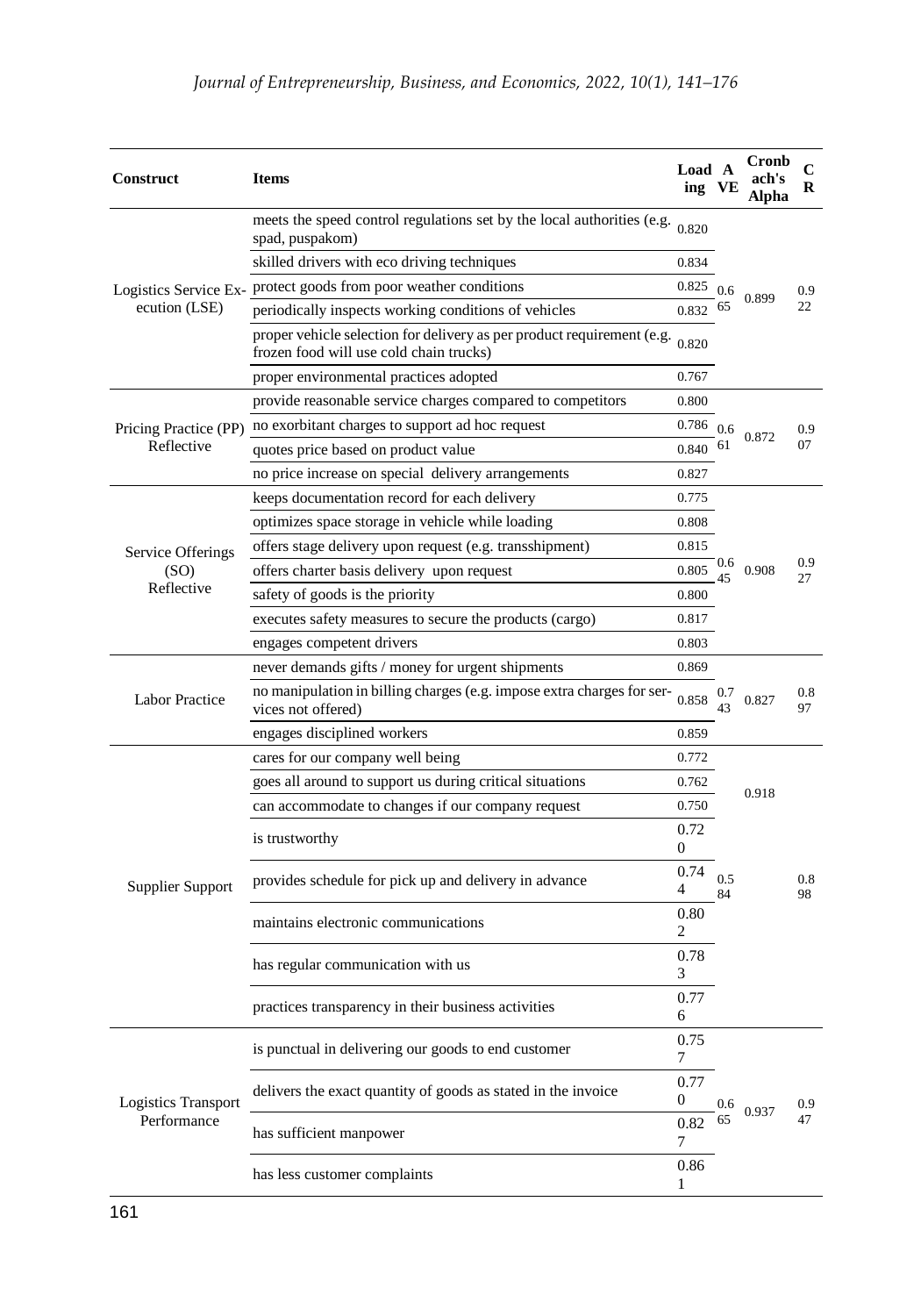| Construct | Items | Loading | AVE | Cronbach's Alpha | CR |
|---|---|---|---|---|---|
| Logistics Service Execution (LSE) | meets the speed control regulations set by the local authorities (e.g. spad, puspakom) | 0.820 | 0.665 | 0.899 | 0.922 |
| | skilled drivers with eco driving techniques | 0.834 | | | |
| | protect goods from poor weather conditions | 0.825 | | | |
| | periodically inspects working conditions of vehicles | 0.832 | | | |
| | proper vehicle selection for delivery as per product requirement (e.g. frozen food will use cold chain trucks) | 0.820 | | | |
| | proper environmental practices adopted | 0.767 | | | |
| Pricing Practice (PP) Reflective | provide reasonable service charges compared to competitors | 0.800 | 0.661 | 0.872 | 0.907 |
| | no exorbitant charges to support ad hoc request | 0.786 | | | |
| | quotes price based on product value | 0.840 | | | |
| | no price increase on special delivery arrangements | 0.827 | | | |
| Service Offerings (SO) Reflective | keeps documentation record for each delivery | 0.775 | 0.645 | 0.908 | 0.927 |
| | optimizes space storage in vehicle while loading | 0.808 | | | |
| | offers stage delivery upon request (e.g. transshipment) | 0.815 | | | |
| | offers charter basis delivery upon request | 0.805 | | | |
| | safety of goods is the priority | 0.800 | | | |
| | executes safety measures to secure the products (cargo) | 0.817 | | | |
| | engages competent drivers | 0.803 | | | |
| Labor Practice | never demands gifts / money for urgent shipments | 0.869 | 0.743 | 0.827 | 0.897 |
| | no manipulation in billing charges (e.g. impose extra charges for services not offered) | 0.858 | | | |
| | engages disciplined workers | 0.859 | | | |
| Supplier Support | cares for our company well being | 0.772 | 0.584 | 0.918 | 0.898 |
| | goes all around to support us during critical situations | 0.762 | | | |
| | can accommodate to changes if our company request | 0.750 | | | |
| | is trustworthy | 0.720 | | | |
| | provides schedule for pick up and delivery in advance | 0.744 | | | |
| | maintains electronic communications | 0.802 | | | |
| | has regular communication with us | 0.783 | | | |
| | practices transparency in their business activities | 0.776 | | | |
| Logistics Transport Performance | is punctual in delivering our goods to end customer | 0.757 | 0.665 | 0.937 | 0.947 |
| | delivers the exact quantity of goods as stated in the invoice | 0.770 | | | |
| | has sufficient manpower | 0.827 | | | |
| | has less customer complaints | 0.861 | | | |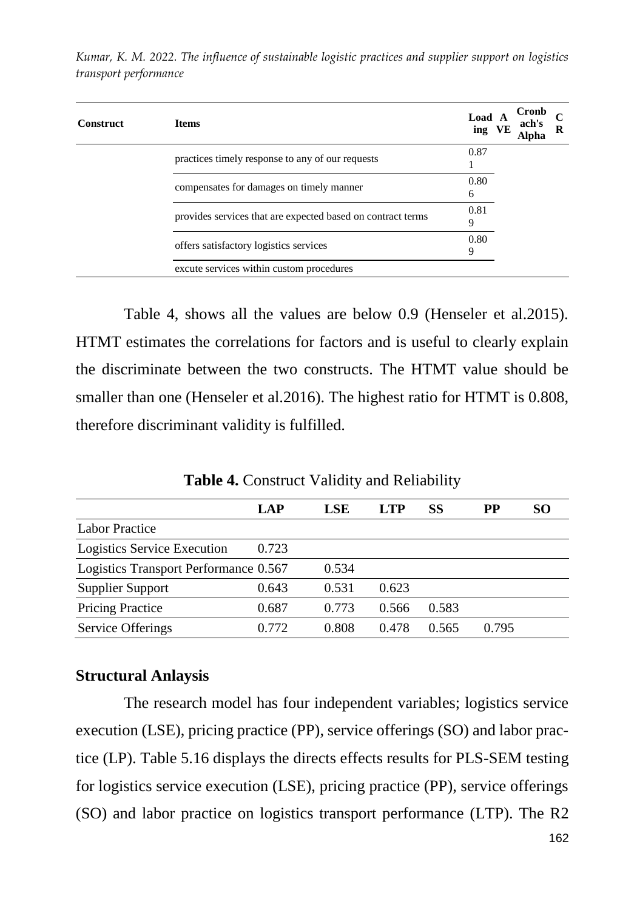| Construct | Items | Loading | AVE | Cronbach's Alpha | CR |
|---|---|---|---|---|---|
| | practices timely response to any of our requests | 0.871 | | | |
| | compensates for damages on timely manner | 0.806 | | | |
| | provides services that are expected based on contract terms | 0.819 | | | |
| | offers satisfactory logistics services | 0.809 | | | |
| | excute services within custom procedures | | | | |

Table 4, shows all the values are below 0.9 (Henseler et al.2015). HTMT estimates the correlations for factors and is useful to clearly explain the discriminate between the two constructs. The HTMT value should be smaller than one (Henseler et al.2016). The highest ratio for HTMT is 0.808, therefore discriminant validity is fulfilled.

**Table 4.** Construct Validity and Reliability

| | LAP | LSE | LTP | SS | PP | SO |
|---|---|---|---|---|---|---|
| Labor Practice | | | | | | |
| Logistics Service Execution | 0.723 | | | | | |
| Logistics Transport Performance | 0.567 | 0.534 | | | | |
| Supplier Support | 0.643 | 0.531 | 0.623 | | | |
| Pricing Practice | 0.687 | 0.773 | 0.566 | 0.583 | | |
| Service Offerings | 0.772 | 0.808 | 0.478 | 0.565 | 0.795 | |

### Structural Anlaysis

The research model has four independent variables; logistics service execution (LSE), pricing practice (PP), service offerings (SO) and labor practice (LP). Table 5.16 displays the directs effects results for PLS-SEM testing for logistics service execution (LSE), pricing practice (PP), service offerings (SO) and labor practice on logistics transport performance (LTP). The R2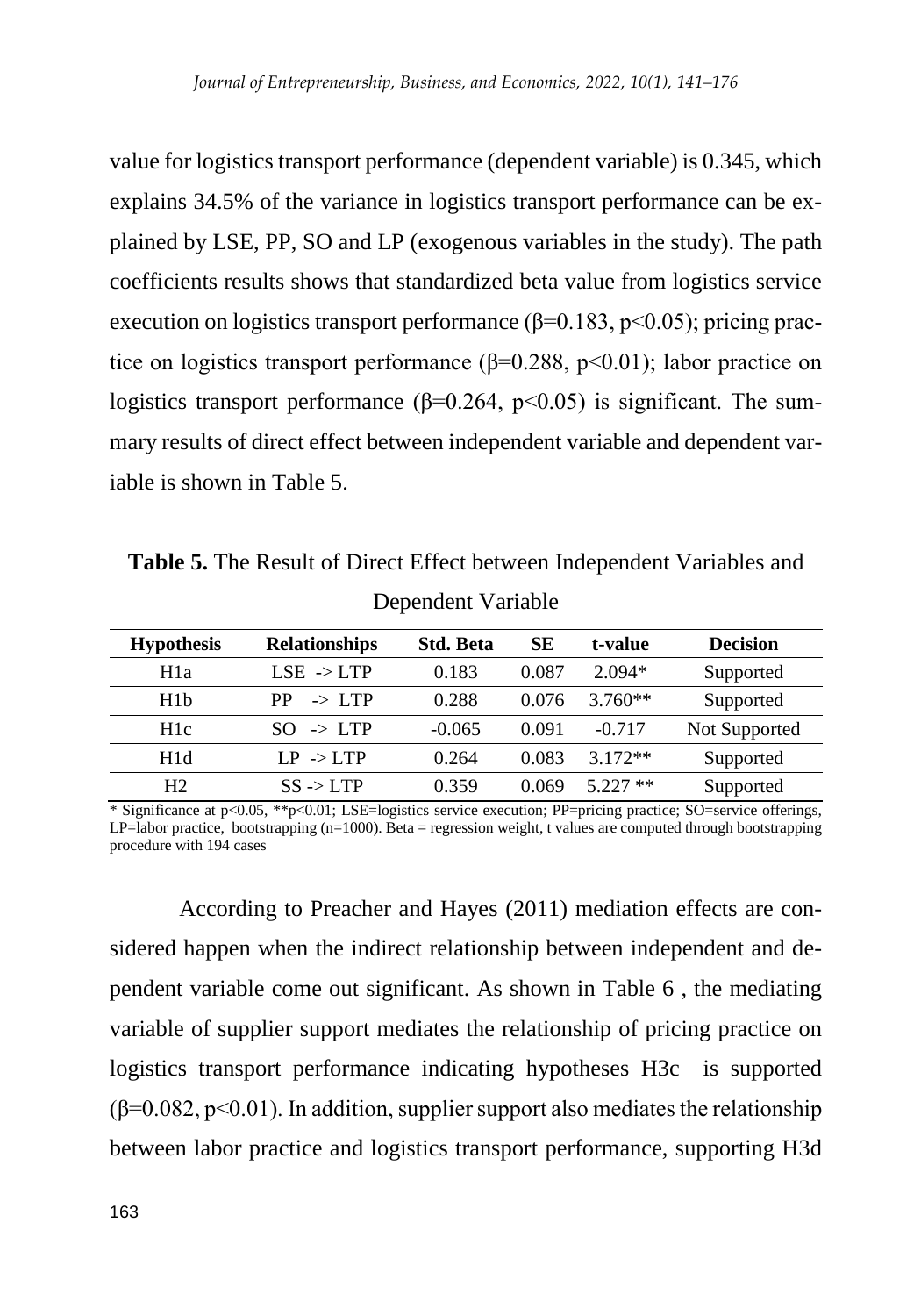value for logistics transport performance (dependent variable) is 0.345, which explains 34.5% of the variance in logistics transport performance can be explained by LSE, PP, SO and LP (exogenous variables in the study). The path coefficients results shows that standardized beta value from logistics service execution on logistics transport performance ($\beta$=0.183, $p<0.05$); pricing practice on logistics transport performance ($\beta$=0.288, $p<0.01$); labor practice on logistics transport performance ($\beta$=0.264, $p<0.05$) is significant. The summary results of direct effect between independent variable and dependent variable is shown in Table 5.

**Table 5.** The Result of Direct Effect between Independent Variables and Dependent Variable

| Hypothesis | Relationships | Std. Beta | SE | t-value | Decision |
|---|---|---|---|---|---|
| H1a | LSE -> LTP | 0.183 | 0.087 | 2.094* | Supported |
| H1b | PP -> LTP | 0.288 | 0.076 | 3.760** | Supported |
| H1c | SO -> LTP | -0.065 | 0.091 | -0.717 | Not Supported |
| H1d | LP -> LTP | 0.264 | 0.083 | 3.172** | Supported |
| H2 | SS -> LTP | 0.359 | 0.069 | 5.227 ** | Supported |

* Significance at $p<0.05$, **$p<0.01$; LSE=logistics service execution; PP=pricing practice; SO=service offerings, LP=labor practice, bootstrapping (n=1000). Beta = regression weight, t values are computed through bootstrapping procedure with 194 cases

According to Preacher and Hayes (2011) mediation effects are considered happen when the indirect relationship between independent and dependent variable come out significant. As shown in Table 6 , the mediating variable of supplier support mediates the relationship of pricing practice on logistics transport performance indicating hypotheses H3c is supported ($\beta$=0.082, $p<0.01$). In addition, supplier support also mediates the relationship between labor practice and logistics transport performance, supporting H3d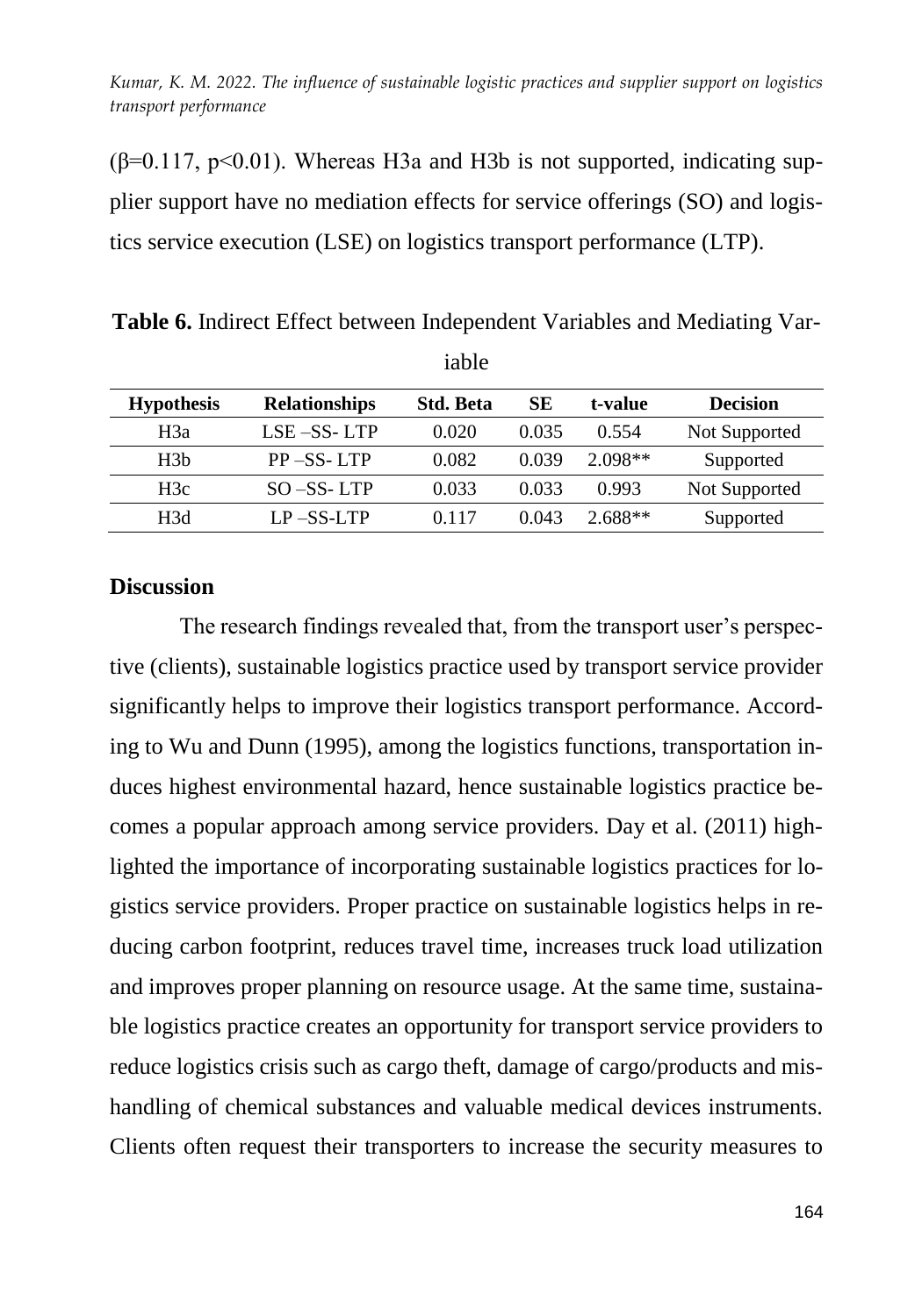(β=0.117, $p<0.01$). Whereas H3a and H3b is not supported, indicating supplier support have no mediation effects for service offerings (SO) and logistics service execution (LSE) on logistics transport performance (LTP).

**Table 6.** Indirect Effect between Independent Variables and Mediating Variable

| Hypothesis | Relationships | Std. Beta | SE | t-value | Decision |
|---|---|---|---|---|---|
| H3a | LSE –SS- LTP | 0.020 | 0.035 | 0.554 | Not Supported |
| H3b | PP –SS- LTP | 0.082 | 0.039 | 2.098** | Supported |
| H3c | SO –SS- LTP | 0.033 | 0.033 | 0.993 | Not Supported |
| H3d | LP –SS-LTP | 0.117 | 0.043 | 2.688** | Supported |

## Discussion

The research findings revealed that, from the transport user's perspective (clients), sustainable logistics practice used by transport service provider significantly helps to improve their logistics transport performance. According to Wu and Dunn (1995), among the logistics functions, transportation induces highest environmental hazard, hence sustainable logistics practice becomes a popular approach among service providers. Day et al. (2011) highlighted the importance of incorporating sustainable logistics practices for logistics service providers. Proper practice on sustainable logistics helps in reducing carbon footprint, reduces travel time, increases truck load utilization and improves proper planning on resource usage. At the same time, sustainable logistics practice creates an opportunity for transport service providers to reduce logistics crisis such as cargo theft, damage of cargo/products and mishandling of chemical substances and valuable medical devices instruments. Clients often request their transporters to increase the security measures to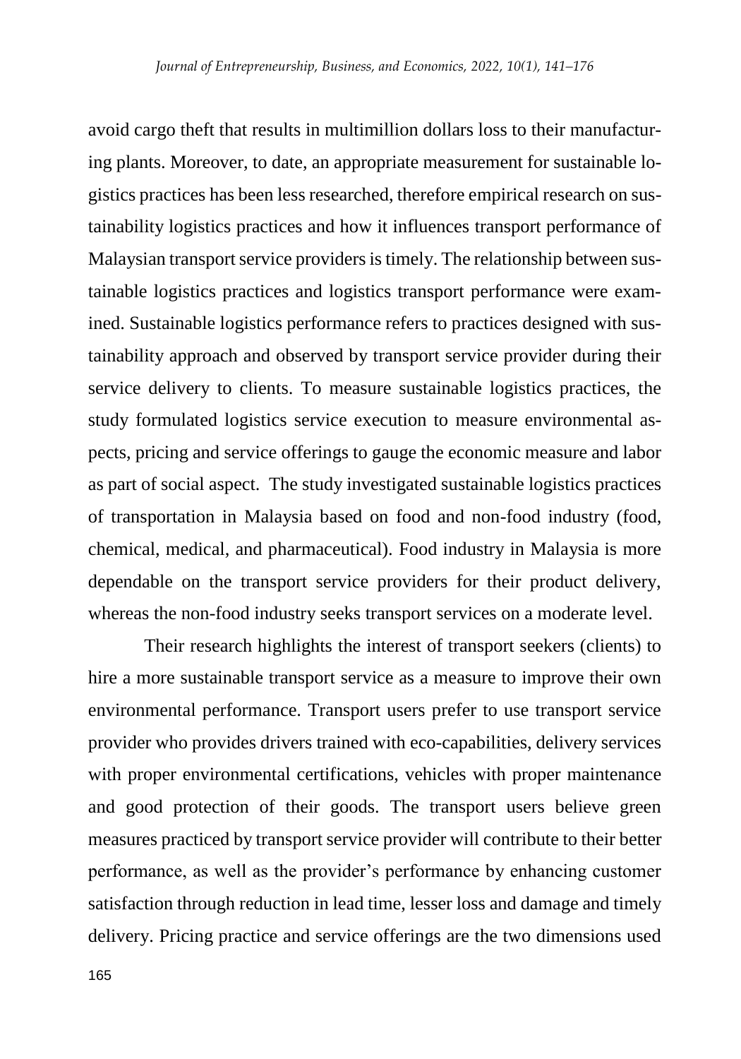avoid cargo theft that results in multimillion dollars loss to their manufacturing plants. Moreover, to date, an appropriate measurement for sustainable logistics practices has been less researched, therefore empirical research on sustainability logistics practices and how it influences transport performance of Malaysian transport service providers is timely. The relationship between sustainable logistics practices and logistics transport performance were examined. Sustainable logistics performance refers to practices designed with sustainability approach and observed by transport service provider during their service delivery to clients. To measure sustainable logistics practices, the study formulated logistics service execution to measure environmental aspects, pricing and service offerings to gauge the economic measure and labor as part of social aspect. The study investigated sustainable logistics practices of transportation in Malaysia based on food and non-food industry (food, chemical, medical, and pharmaceutical). Food industry in Malaysia is more dependable on the transport service providers for their product delivery, whereas the non-food industry seeks transport services on a moderate level.

Their research highlights the interest of transport seekers (clients) to hire a more sustainable transport service as a measure to improve their own environmental performance. Transport users prefer to use transport service provider who provides drivers trained with eco-capabilities, delivery services with proper environmental certifications, vehicles with proper maintenance and good protection of their goods. The transport users believe green measures practiced by transport service provider will contribute to their better performance, as well as the provider's performance by enhancing customer satisfaction through reduction in lead time, lesser loss and damage and timely delivery. Pricing practice and service offerings are the two dimensions used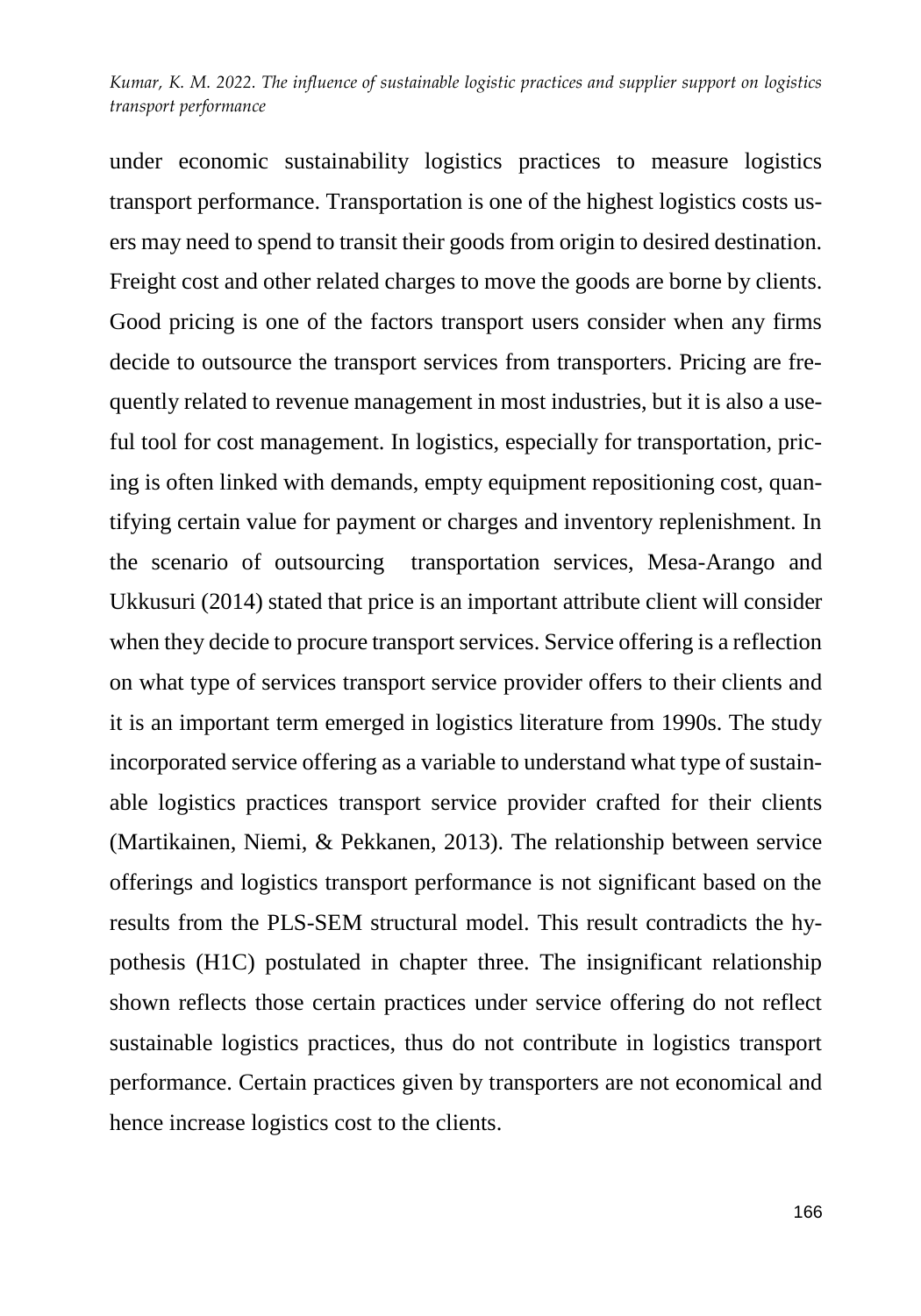under economic sustainability logistics practices to measure logistics transport performance. Transportation is one of the highest logistics costs users may need to spend to transit their goods from origin to desired destination. Freight cost and other related charges to move the goods are borne by clients. Good pricing is one of the factors transport users consider when any firms decide to outsource the transport services from transporters. Pricing are frequently related to revenue management in most industries, but it is also a useful tool for cost management. In logistics, especially for transportation, pricing is often linked with demands, empty equipment repositioning cost, quantifying certain value for payment or charges and inventory replenishment. In the scenario of outsourcing transportation services, Mesa-Arango and Ukkusuri (2014) stated that price is an important attribute client will consider when they decide to procure transport services. Service offering is a reflection on what type of services transport service provider offers to their clients and it is an important term emerged in logistics literature from 1990s. The study incorporated service offering as a variable to understand what type of sustainable logistics practices transport service provider crafted for their clients (Martikainen, Niemi, & Pekkanen, 2013). The relationship between service offerings and logistics transport performance is not significant based on the results from the PLS-SEM structural model. This result contradicts the hypothesis (H1C) postulated in chapter three. The insignificant relationship shown reflects those certain practices under service offering do not reflect sustainable logistics practices, thus do not contribute in logistics transport performance. Certain practices given by transporters are not economical and hence increase logistics cost to the clients.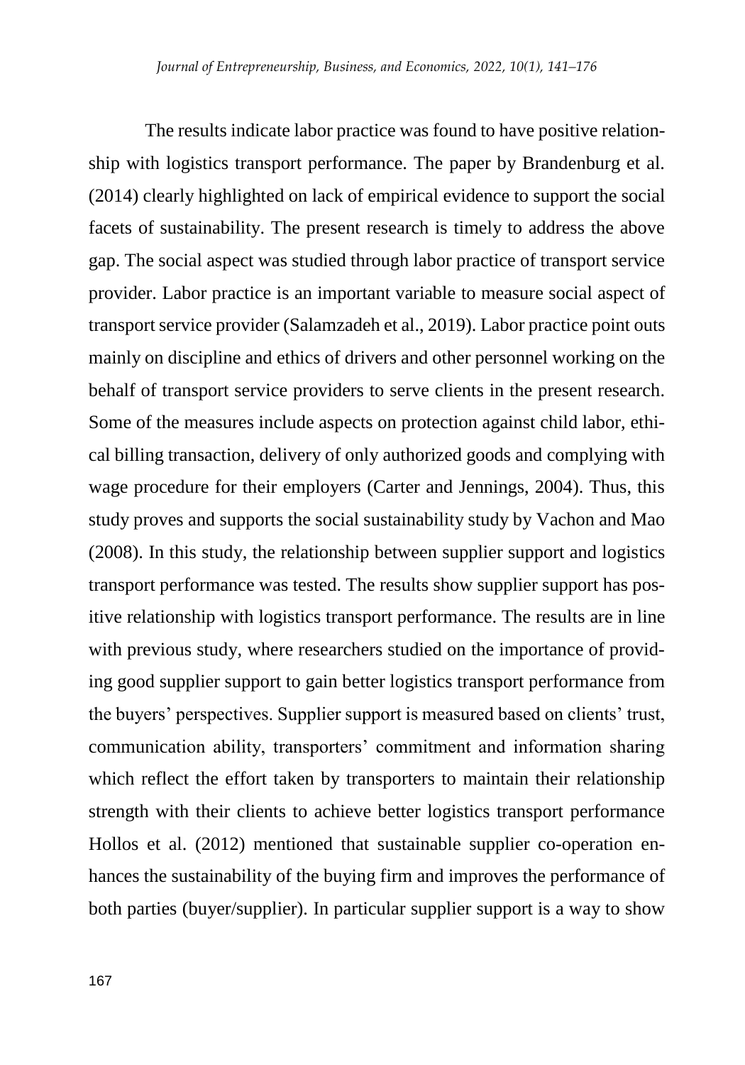The results indicate labor practice was found to have positive relationship with logistics transport performance. The paper by Brandenburg et al. (2014) clearly highlighted on lack of empirical evidence to support the social facets of sustainability. The present research is timely to address the above gap. The social aspect was studied through labor practice of transport service provider. Labor practice is an important variable to measure social aspect of transport service provider (Salamzadeh et al., 2019). Labor practice point outs mainly on discipline and ethics of drivers and other personnel working on the behalf of transport service providers to serve clients in the present research. Some of the measures include aspects on protection against child labor, ethical billing transaction, delivery of only authorized goods and complying with wage procedure for their employers (Carter and Jennings, 2004). Thus, this study proves and supports the social sustainability study by Vachon and Mao (2008). In this study, the relationship between supplier support and logistics transport performance was tested. The results show supplier support has positive relationship with logistics transport performance. The results are in line with previous study, where researchers studied on the importance of providing good supplier support to gain better logistics transport performance from the buyers' perspectives. Supplier support is measured based on clients' trust, communication ability, transporters' commitment and information sharing which reflect the effort taken by transporters to maintain their relationship strength with their clients to achieve better logistics transport performance Hollos et al. (2012) mentioned that sustainable supplier co-operation enhances the sustainability of the buying firm and improves the performance of both parties (buyer/supplier). In particular supplier support is a way to show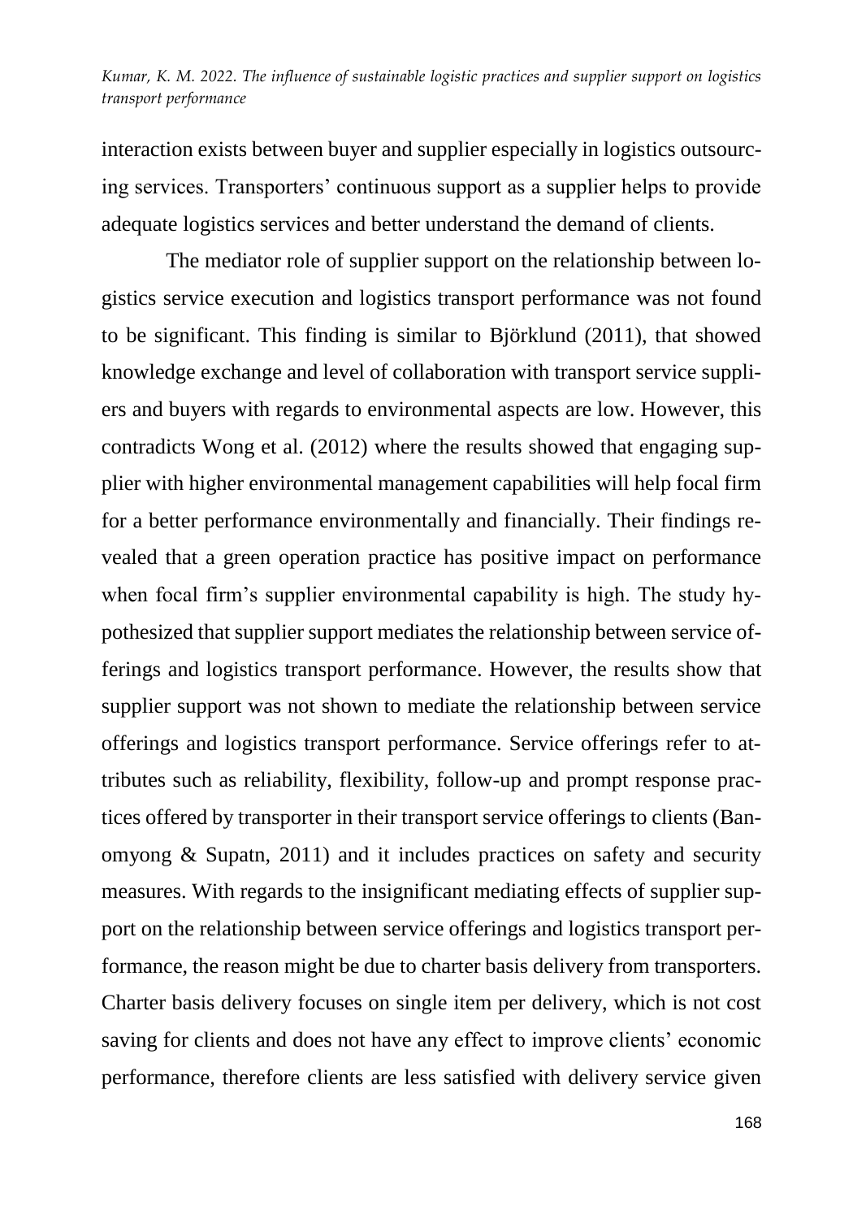interaction exists between buyer and supplier especially in logistics outsourcing services. Transporters' continuous support as a supplier helps to provide adequate logistics services and better understand the demand of clients.

The mediator role of supplier support on the relationship between logistics service execution and logistics transport performance was not found to be significant. This finding is similar to Björklund (2011), that showed knowledge exchange and level of collaboration with transport service suppliers and buyers with regards to environmental aspects are low. However, this contradicts Wong et al. (2012) where the results showed that engaging supplier with higher environmental management capabilities will help focal firm for a better performance environmentally and financially. Their findings revealed that a green operation practice has positive impact on performance when focal firm's supplier environmental capability is high. The study hypothesized that supplier support mediates the relationship between service offerings and logistics transport performance. However, the results show that supplier support was not shown to mediate the relationship between service offerings and logistics transport performance. Service offerings refer to attributes such as reliability, flexibility, follow-up and prompt response practices offered by transporter in their transport service offerings to clients (Banomyong & Supatn, 2011) and it includes practices on safety and security measures. With regards to the insignificant mediating effects of supplier support on the relationship between service offerings and logistics transport performance, the reason might be due to charter basis delivery from transporters. Charter basis delivery focuses on single item per delivery, which is not cost saving for clients and does not have any effect to improve clients' economic performance, therefore clients are less satisfied with delivery service given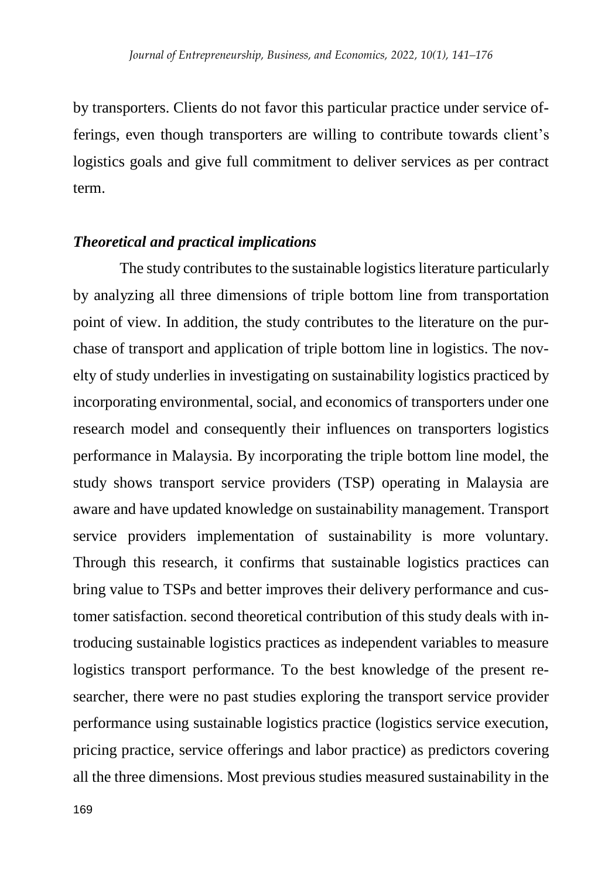by transporters. Clients do not favor this particular practice under service offerings, even though transporters are willing to contribute towards client's logistics goals and give full commitment to deliver services as per contract term.

### *Theoretical and practical implications*

The study contributes to the sustainable logistics literature particularly by analyzing all three dimensions of triple bottom line from transportation point of view. In addition, the study contributes to the literature on the purchase of transport and application of triple bottom line in logistics. The novelty of study underlies in investigating on sustainability logistics practiced by incorporating environmental, social, and economics of transporters under one research model and consequently their influences on transporters logistics performance in Malaysia. By incorporating the triple bottom line model, the study shows transport service providers (TSP) operating in Malaysia are aware and have updated knowledge on sustainability management. Transport service providers implementation of sustainability is more voluntary. Through this research, it confirms that sustainable logistics practices can bring value to TSPs and better improves their delivery performance and customer satisfaction. second theoretical contribution of this study deals with introducing sustainable logistics practices as independent variables to measure logistics transport performance. To the best knowledge of the present researcher, there were no past studies exploring the transport service provider performance using sustainable logistics practice (logistics service execution, pricing practice, service offerings and labor practice) as predictors covering all the three dimensions. Most previous studies measured sustainability in the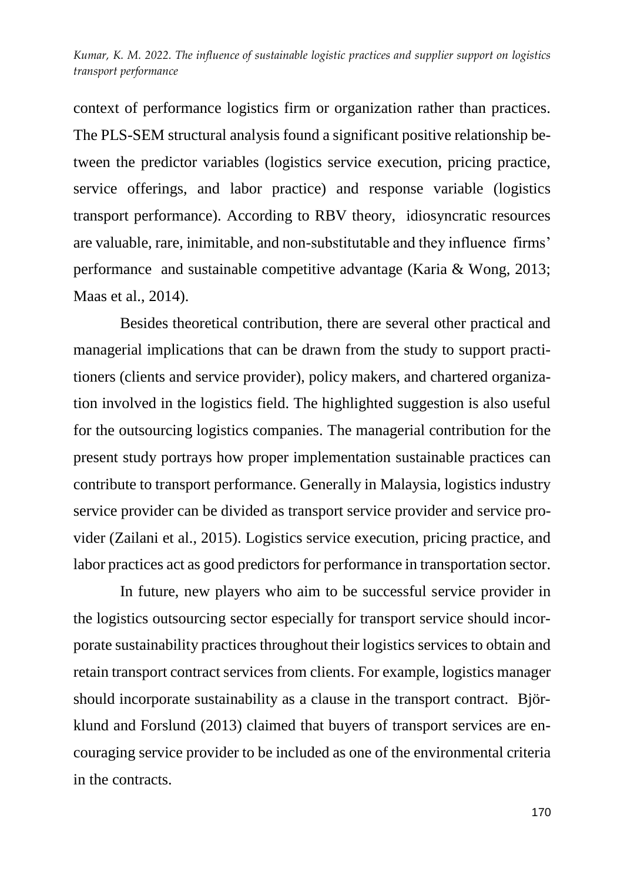context of performance logistics firm or organization rather than practices. The PLS-SEM structural analysis found a significant positive relationship between the predictor variables (logistics service execution, pricing practice, service offerings, and labor practice) and response variable (logistics transport performance). According to RBV theory, idiosyncratic resources are valuable, rare, inimitable, and non-substitutable and they influence firms' performance and sustainable competitive advantage (Karia & Wong, 2013; Maas et al., 2014).

Besides theoretical contribution, there are several other practical and managerial implications that can be drawn from the study to support practitioners (clients and service provider), policy makers, and chartered organization involved in the logistics field. The highlighted suggestion is also useful for the outsourcing logistics companies. The managerial contribution for the present study portrays how proper implementation sustainable practices can contribute to transport performance. Generally in Malaysia, logistics industry service provider can be divided as transport service provider and service provider (Zailani et al., 2015). Logistics service execution, pricing practice, and labor practices act as good predictors for performance in transportation sector.

In future, new players who aim to be successful service provider in the logistics outsourcing sector especially for transport service should incorporate sustainability practices throughout their logistics services to obtain and retain transport contract services from clients. For example, logistics manager should incorporate sustainability as a clause in the transport contract. Björklund and Forslund (2013) claimed that buyers of transport services are encouraging service provider to be included as one of the environmental criteria in the contracts.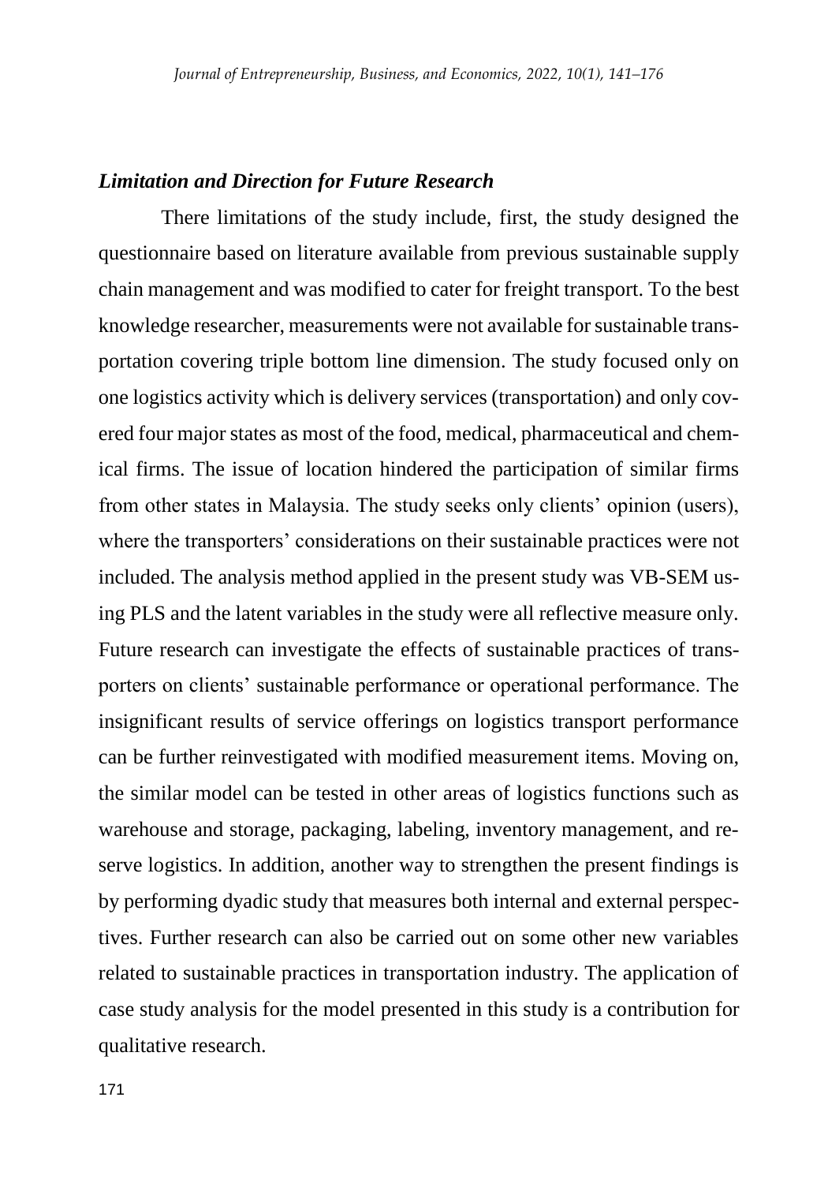### *Limitation and Direction for Future Research*

There limitations of the study include, first, the study designed the questionnaire based on literature available from previous sustainable supply chain management and was modified to cater for freight transport. To the best knowledge researcher, measurements were not available for sustainable transportation covering triple bottom line dimension. The study focused only on one logistics activity which is delivery services (transportation) and only covered four major states as most of the food, medical, pharmaceutical and chemical firms. The issue of location hindered the participation of similar firms from other states in Malaysia. The study seeks only clients' opinion (users), where the transporters' considerations on their sustainable practices were not included. The analysis method applied in the present study was VB-SEM using PLS and the latent variables in the study were all reflective measure only. Future research can investigate the effects of sustainable practices of transporters on clients' sustainable performance or operational performance. The insignificant results of service offerings on logistics transport performance can be further reinvestigated with modified measurement items. Moving on, the similar model can be tested in other areas of logistics functions such as warehouse and storage, packaging, labeling, inventory management, and reserve logistics. In addition, another way to strengthen the present findings is by performing dyadic study that measures both internal and external perspectives. Further research can also be carried out on some other new variables related to sustainable practices in transportation industry. The application of case study analysis for the model presented in this study is a contribution for qualitative research.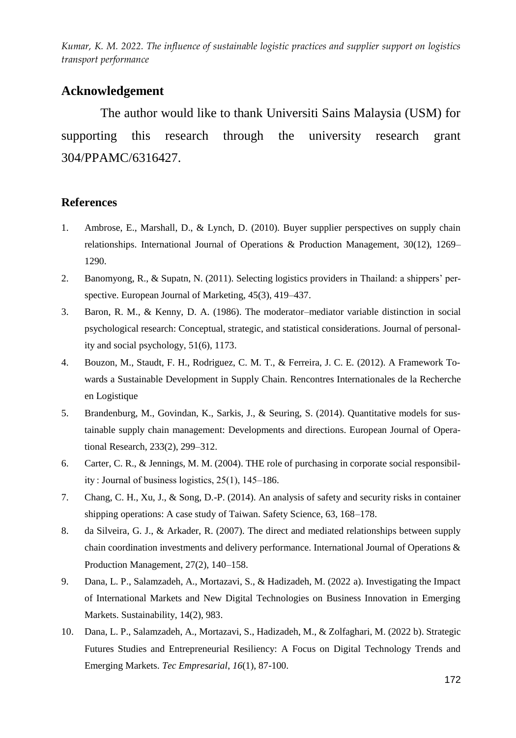## Acknowledgement

The author would like to thank Universiti Sains Malaysia (USM) for supporting this research through the university research grant 304/PPAMC/6316427.

## References

1. Ambrose, E., Marshall, D., & Lynch, D. (2010). Buyer supplier perspectives on supply chain relationships. International Journal of Operations & Production Management, 30(12), 1269–1290.
2. Banomyong, R., & Supatn, N. (2011). Selecting logistics providers in Thailand: a shippers' perspective. European Journal of Marketing, 45(3), 419–437.
3. Baron, R. M., & Kenny, D. A. (1986). The moderator–mediator variable distinction in social psychological research: Conceptual, strategic, and statistical considerations. Journal of personality and social psychology, 51(6), 1173.
4. Bouzon, M., Staudt, F. H., Rodriguez, C. M. T., & Ferreira, J. C. E. (2012). A Framework Towards a Sustainable Development in Supply Chain. Rencontres Internationales de la Recherche en Logistique
5. Brandenburg, M., Govindan, K., Sarkis, J., & Seuring, S. (2014). Quantitative models for sustainable supply chain management: Developments and directions. European Journal of Operational Research, 233(2), 299–312.
6. Carter, C. R., & Jennings, M. M. (2004). THE role of purchasing in corporate social responsibility : Journal of business logistics, 25(1), 145–186.
7. Chang, C. H., Xu, J., & Song, D.-P. (2014). An analysis of safety and security risks in container shipping operations: A case study of Taiwan. Safety Science, 63, 168–178.
8. da Silveira, G. J., & Arkader, R. (2007). The direct and mediated relationships between supply chain coordination investments and delivery performance. International Journal of Operations & Production Management, 27(2), 140–158.
9. Dana, L. P., Salamzadeh, A., Mortazavi, S., & Hadizadeh, M. (2022 a). Investigating the Impact of International Markets and New Digital Technologies on Business Innovation in Emerging Markets. Sustainability, 14(2), 983.
10. Dana, L. P., Salamzadeh, A., Mortazavi, S., Hadizadeh, M., & Zolfaghari, M. (2022 b). Strategic Futures Studies and Entrepreneurial Resiliency: A Focus on Digital Technology Trends and Emerging Markets. *Tec Empresarial*, *16*(1), 87-100.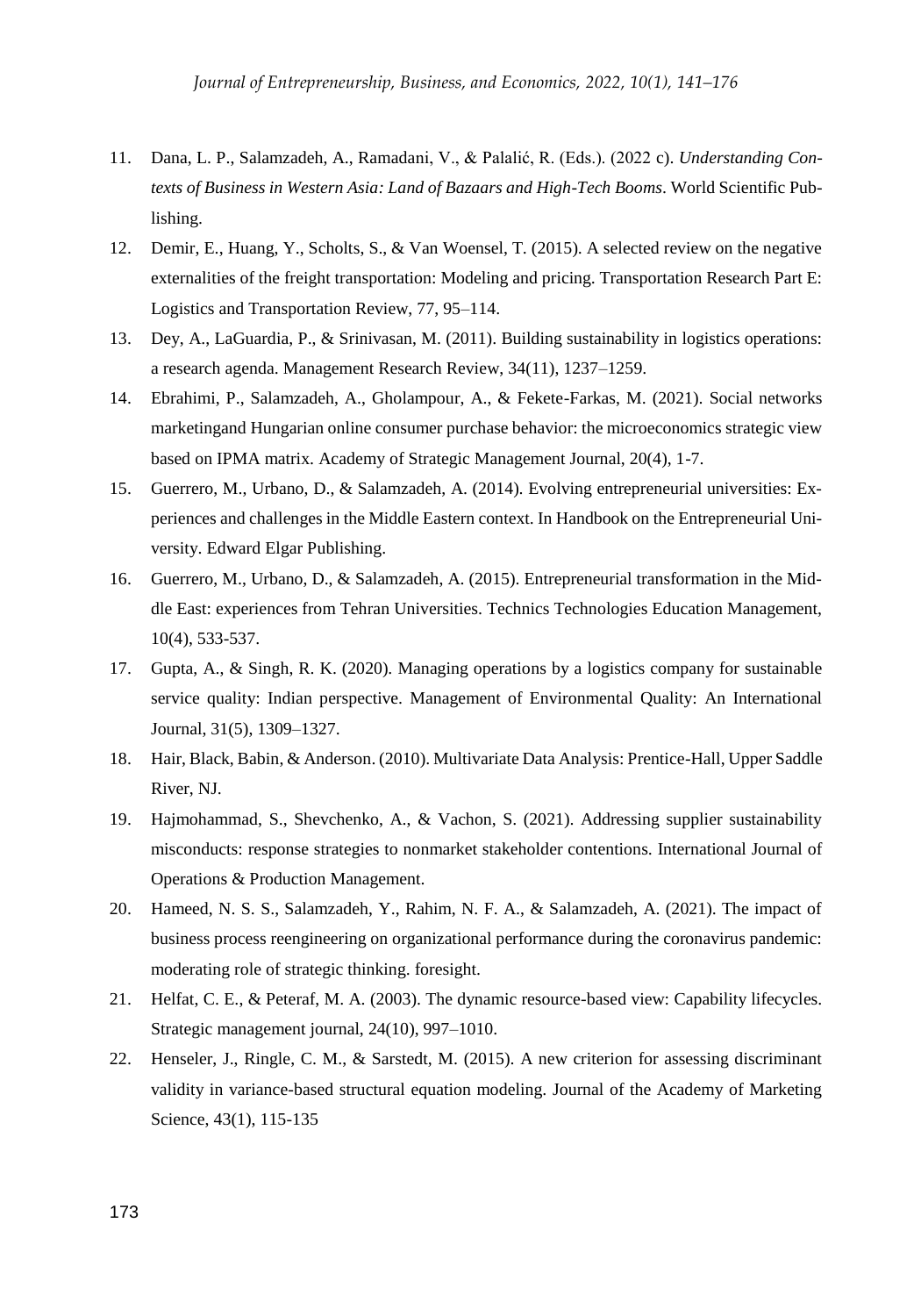11. Dana, L. P., Salamzadeh, A., Ramadani, V., & Palalić, R. (Eds.). (2022 c). *Understanding Contexts of Business in Western Asia: Land of Bazaars and High-Tech Booms*. World Scientific Publishing.
12. Demir, E., Huang, Y., Scholts, S., & Van Woensel, T. (2015). A selected review on the negative externalities of the freight transportation: Modeling and pricing. Transportation Research Part E: Logistics and Transportation Review, 77, 95–114.
13. Dey, A., LaGuardia, P., & Srinivasan, M. (2011). Building sustainability in logistics operations: a research agenda. Management Research Review, 34(11), 1237–1259.
14. Ebrahimi, P., Salamzadeh, A., Gholampour, A., & Fekete-Farkas, M. (2021). Social networks marketingand Hungarian online consumer purchase behavior: the microeconomics strategic view based on IPMA matrix. Academy of Strategic Management Journal, 20(4), 1-7.
15. Guerrero, M., Urbano, D., & Salamzadeh, A. (2014). Evolving entrepreneurial universities: Experiences and challenges in the Middle Eastern context. In Handbook on the Entrepreneurial University. Edward Elgar Publishing.
16. Guerrero, M., Urbano, D., & Salamzadeh, A. (2015). Entrepreneurial transformation in the Middle East: experiences from Tehran Universities. Technics Technologies Education Management, 10(4), 533-537.
17. Gupta, A., & Singh, R. K. (2020). Managing operations by a logistics company for sustainable service quality: Indian perspective. Management of Environmental Quality: An International Journal, 31(5), 1309–1327.
18. Hair, Black, Babin, & Anderson. (2010). Multivariate Data Analysis: Prentice-Hall, Upper Saddle River, NJ.
19. Hajmohammad, S., Shevchenko, A., & Vachon, S. (2021). Addressing supplier sustainability misconducts: response strategies to nonmarket stakeholder contentions. International Journal of Operations & Production Management.
20. Hameed, N. S. S., Salamzadeh, Y., Rahim, N. F. A., & Salamzadeh, A. (2021). The impact of business process reengineering on organizational performance during the coronavirus pandemic: moderating role of strategic thinking. foresight.
21. Helfat, C. E., & Peteraf, M. A. (2003). The dynamic resource-based view: Capability lifecycles. Strategic management journal, 24(10), 997–1010.
22. Henseler, J., Ringle, C. M., & Sarstedt, M. (2015). A new criterion for assessing discriminant validity in variance-based structural equation modeling. Journal of the Academy of Marketing Science, 43(1), 115-135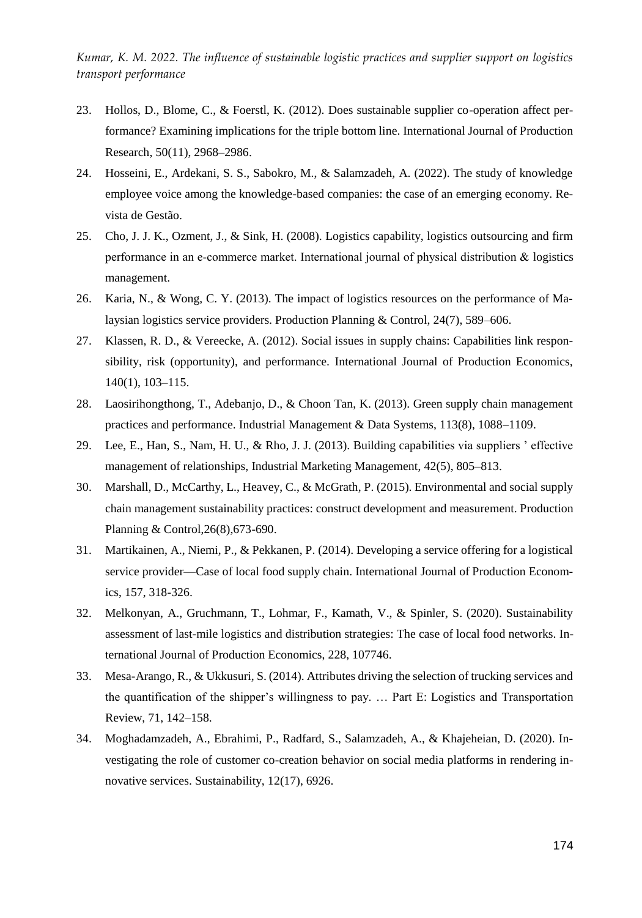23. Hollos, D., Blome, C., & Foerstl, K. (2012). Does sustainable supplier co-operation affect performance? Examining implications for the triple bottom line. International Journal of Production Research, 50(11), 2968–2986.
24. Hosseini, E., Ardekani, S. S., Sabokro, M., & Salamzadeh, A. (2022). The study of knowledge employee voice among the knowledge-based companies: the case of an emerging economy. Revista de Gestão.
25. Cho, J. J. K., Ozment, J., & Sink, H. (2008). Logistics capability, logistics outsourcing and firm performance in an e-commerce market. International journal of physical distribution & logistics management.
26. Karia, N., & Wong, C. Y. (2013). The impact of logistics resources on the performance of Malaysian logistics service providers. Production Planning & Control, 24(7), 589–606.
27. Klassen, R. D., & Vereecke, A. (2012). Social issues in supply chains: Capabilities link responsibility, risk (opportunity), and performance. International Journal of Production Economics, 140(1), 103–115.
28. Laosirihongthong, T., Adebanjo, D., & Choon Tan, K. (2013). Green supply chain management practices and performance. Industrial Management & Data Systems, 113(8), 1088–1109.
29. Lee, E., Han, S., Nam, H. U., & Rho, J. J. (2013). Building capabilities via suppliers ' effective management of relationships, Industrial Marketing Management, 42(5), 805–813.
30. Marshall, D., McCarthy, L., Heavey, C., & McGrath, P. (2015). Environmental and social supply chain management sustainability practices: construct development and measurement. Production Planning & Control,26(8),673-690.
31. Martikainen, A., Niemi, P., & Pekkanen, P. (2014). Developing a service offering for a logistical service provider—Case of local food supply chain. International Journal of Production Economics, 157, 318-326.
32. Melkonyan, A., Gruchmann, T., Lohmar, F., Kamath, V., & Spinler, S. (2020). Sustainability assessment of last-mile logistics and distribution strategies: The case of local food networks. International Journal of Production Economics, 228, 107746.
33. Mesa-Arango, R., & Ukkusuri, S. (2014). Attributes driving the selection of trucking services and the quantification of the shipper's willingness to pay. … Part E: Logistics and Transportation Review, 71, 142–158.
34. Moghadamzadeh, A., Ebrahimi, P., Radfard, S., Salamzadeh, A., & Khajeheian, D. (2020). Investigating the role of customer co-creation behavior on social media platforms in rendering innovative services. Sustainability, 12(17), 6926.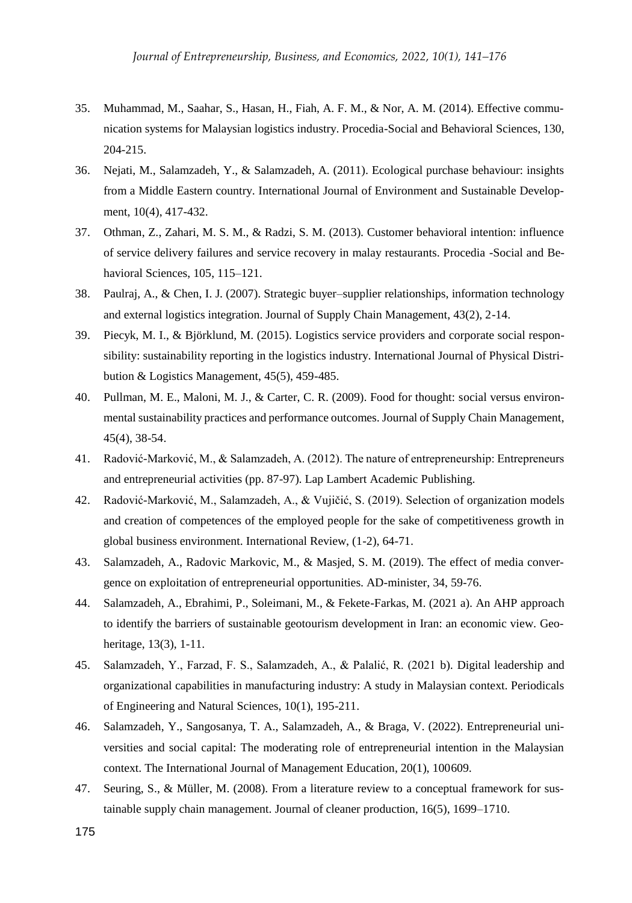35. Muhammad, M., Saahar, S., Hasan, H., Fiah, A. F. M., & Nor, A. M. (2014). Effective communication systems for Malaysian logistics industry. Procedia-Social and Behavioral Sciences, 130, 204-215.
36. Nejati, M., Salamzadeh, Y., & Salamzadeh, A. (2011). Ecological purchase behaviour: insights from a Middle Eastern country. International Journal of Environment and Sustainable Development, 10(4), 417-432.
37. Othman, Z., Zahari, M. S. M., & Radzi, S. M. (2013). Customer behavioral intention: influence of service delivery failures and service recovery in malay restaurants. Procedia -Social and Behavioral Sciences, 105, 115–121.
38. Paulraj, A., & Chen, I. J. (2007). Strategic buyer–supplier relationships, information technology and external logistics integration. Journal of Supply Chain Management, 43(2), 2-14.
39. Piecyk, M. I., & Björklund, M. (2015). Logistics service providers and corporate social responsibility: sustainability reporting in the logistics industry. International Journal of Physical Distribution & Logistics Management, 45(5), 459-485.
40. Pullman, M. E., Maloni, M. J., & Carter, C. R. (2009). Food for thought: social versus environmental sustainability practices and performance outcomes. Journal of Supply Chain Management, 45(4), 38-54.
41. Radović-Marković, M., & Salamzadeh, A. (2012). The nature of entrepreneurship: Entrepreneurs and entrepreneurial activities (pp. 87-97). Lap Lambert Academic Publishing.
42. Radović-Marković, M., Salamzadeh, A., & Vujičić, S. (2019). Selection of organization models and creation of competences of the employed people for the sake of competitiveness growth in global business environment. International Review, (1-2), 64-71.
43. Salamzadeh, A., Radovic Markovic, M., & Masjed, S. M. (2019). The effect of media convergence on exploitation of entrepreneurial opportunities. AD-minister, 34, 59-76.
44. Salamzadeh, A., Ebrahimi, P., Soleimani, M., & Fekete-Farkas, M. (2021 a). An AHP approach to identify the barriers of sustainable geotourism development in Iran: an economic view. Geoheritage, 13(3), 1-11.
45. Salamzadeh, Y., Farzad, F. S., Salamzadeh, A., & Palalić, R. (2021 b). Digital leadership and organizational capabilities in manufacturing industry: A study in Malaysian context. Periodicals of Engineering and Natural Sciences, 10(1), 195-211.
46. Salamzadeh, Y., Sangosanya, T. A., Salamzadeh, A., & Braga, V. (2022). Entrepreneurial universities and social capital: The moderating role of entrepreneurial intention in the Malaysian context. The International Journal of Management Education, 20(1), 100609.
47. Seuring, S., & Müller, M. (2008). From a literature review to a conceptual framework for sustainable supply chain management. Journal of cleaner production, 16(5), 1699–1710.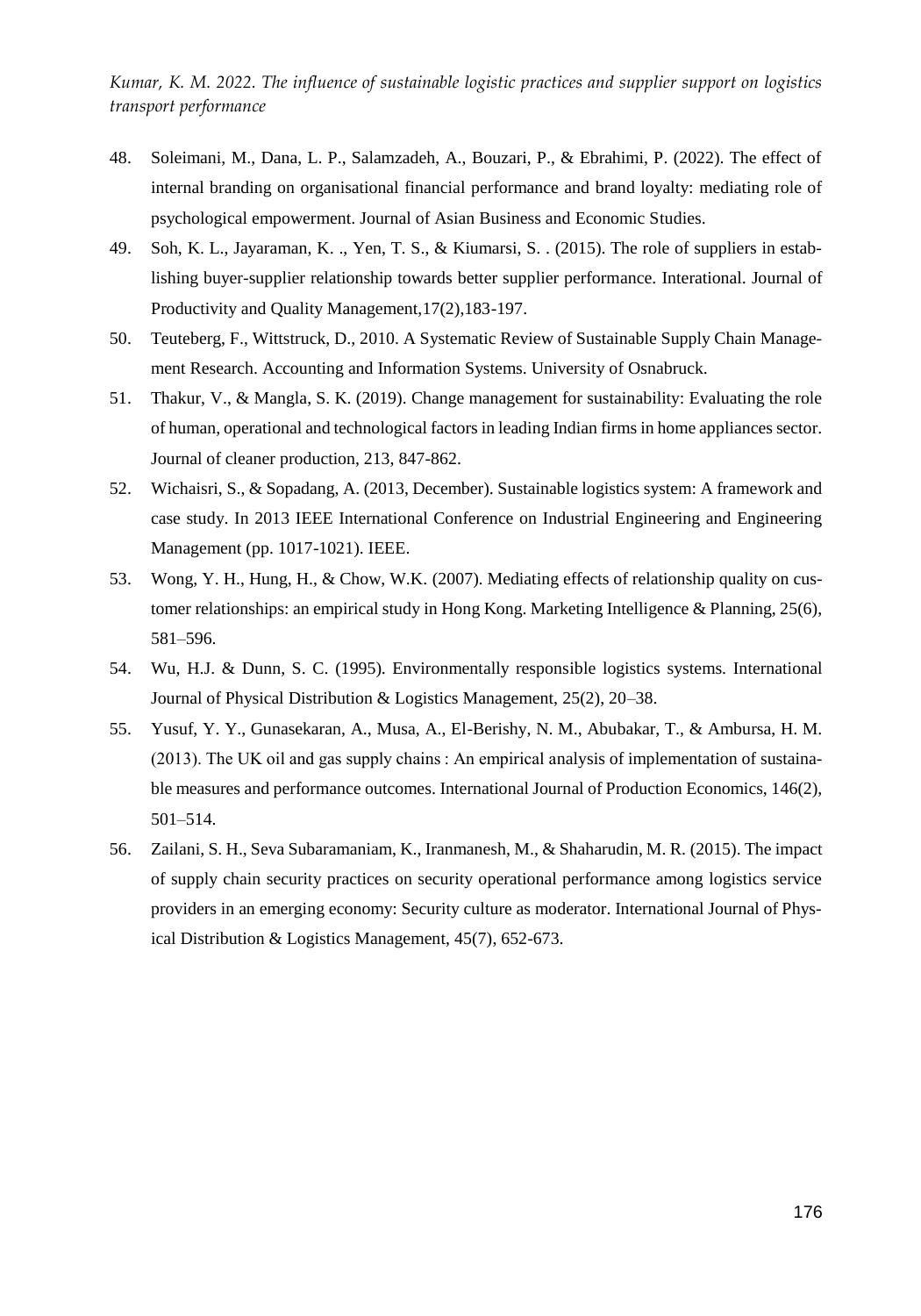48. Soleimani, M., Dana, L. P., Salamzadeh, A., Bouzari, P., & Ebrahimi, P. (2022). The effect of internal branding on organisational financial performance and brand loyalty: mediating role of psychological empowerment. Journal of Asian Business and Economic Studies.
49. Soh, K. L., Jayaraman, K. ., Yen, T. S., & Kiumarsi, S. . (2015). The role of suppliers in establishing buyer-supplier relationship towards better supplier performance. Interational. Journal of Productivity and Quality Management,17(2),183-197.
50. Teuteberg, F., Wittstruck, D., 2010. A Systematic Review of Sustainable Supply Chain Management Research. Accounting and Information Systems. University of Osnabruck.
51. Thakur, V., & Mangla, S. K. (2019). Change management for sustainability: Evaluating the role of human, operational and technological factors in leading Indian firms in home appliances sector. Journal of cleaner production, 213, 847-862.
52. Wichaisri, S., & Sopadang, A. (2013, December). Sustainable logistics system: A framework and case study. In 2013 IEEE International Conference on Industrial Engineering and Engineering Management (pp. 1017-1021). IEEE.
53. Wong, Y. H., Hung, H., & Chow, W.K. (2007). Mediating effects of relationship quality on customer relationships: an empirical study in Hong Kong. Marketing Intelligence & Planning, 25(6), 581–596.
54. Wu, H.J. & Dunn, S. C. (1995). Environmentally responsible logistics systems. International Journal of Physical Distribution & Logistics Management, 25(2), 20–38.
55. Yusuf, Y. Y., Gunasekaran, A., Musa, A., El-Berishy, N. M., Abubakar, T., & Ambursa, H. M. (2013). The UK oil and gas supply chains : An empirical analysis of implementation of sustainable measures and performance outcomes. International Journal of Production Economics, 146(2), 501–514.
56. Zailani, S. H., Seva Subaramaniam, K., Iranmanesh, M., & Shaharudin, M. R. (2015). The impact of supply chain security practices on security operational performance among logistics service providers in an emerging economy: Security culture as moderator. International Journal of Physical Distribution & Logistics Management, 45(7), 652-673.